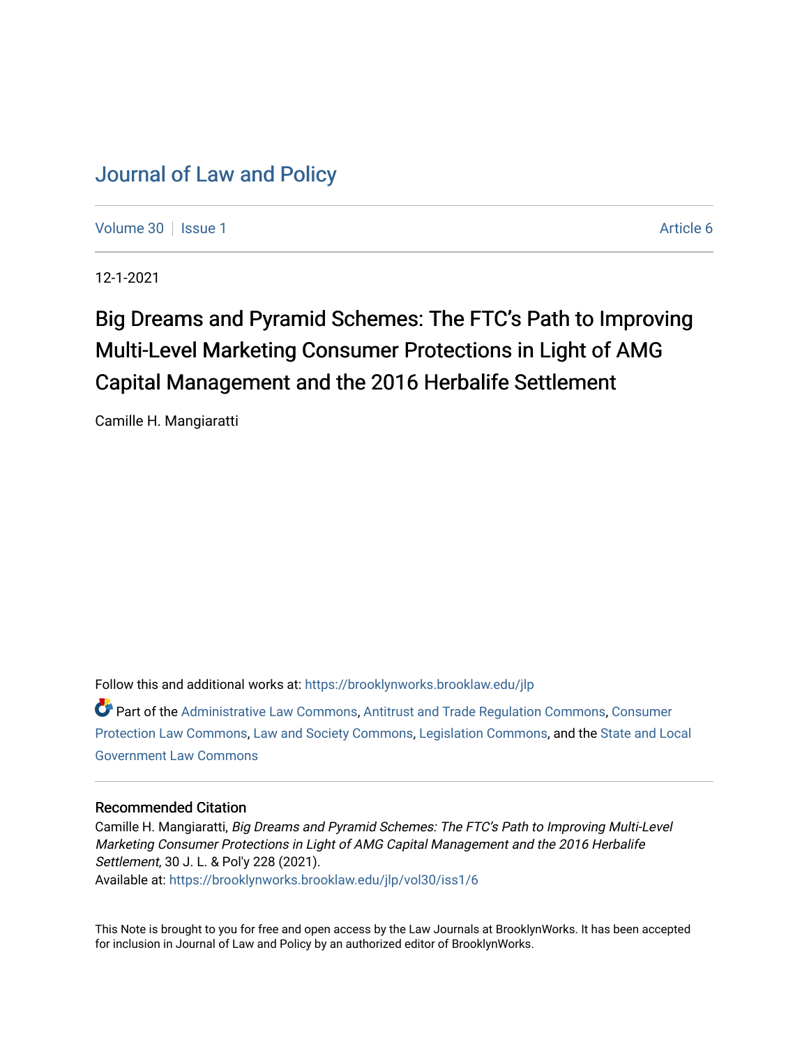# Journal of Law and Policy

Volume 30 | Issue 1 | Article 6

12-1-2021

## Big Dreams and Pyramid Schemes: The FTC's Path to Improving Multi-Level Marketing Consumer Protections in Light of AMG Capital Management and the 2016 Herbalife Settlement

Camille H. Mangiaratti

Follow this and additional works at: https://brooklynworks.brooklaw.edu/jlp

Part of the Administrative Law Commons, Antitrust and Trade Regulation Commons, Consumer Protection Law Commons, Law and Society Commons, Legislation Commons, and the State and Local Government Law Commons

### Recommended Citation

Camille H. Mangiaratti, *Big Dreams and Pyramid Schemes: The FTC's Path to Improving Multi-Level Marketing Consumer Protections in Light of AMG Capital Management and the 2016 Herbalife Settlement*, 30 J. L. & Pol'y 228 (2021).

Available at: https://brooklynworks.brooklaw.edu/jlp/vol30/iss1/6

This Note is brought to you for free and open access by the Law Journals at BrooklynWorks. It has been accepted for inclusion in Journal of Law and Policy by an authorized editor of BrooklynWorks.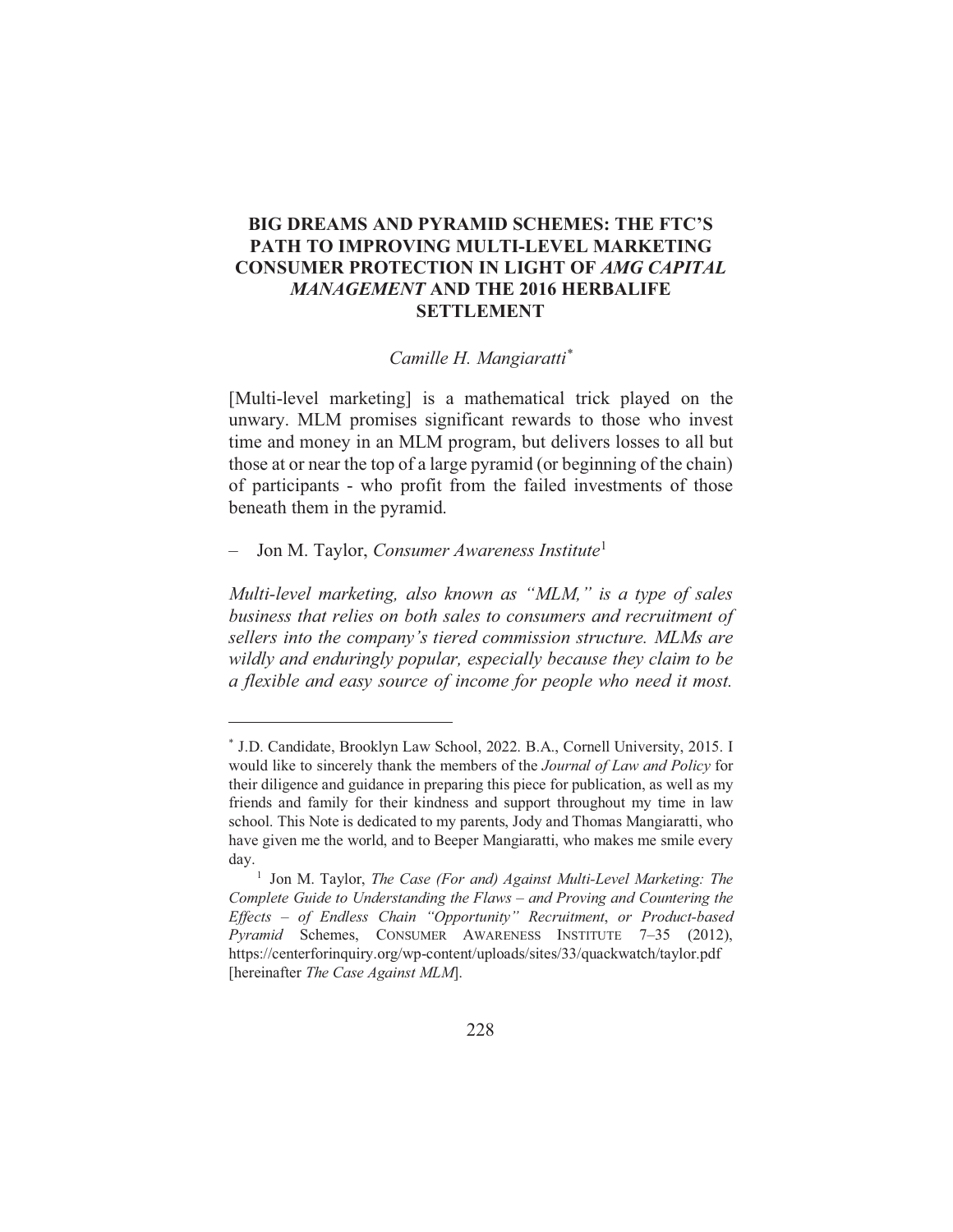# BIG DREAMS AND PYRAMID SCHEMES: THE FTC'S PATH TO IMPROVING MULTI-LEVEL MARKETING CONSUMER PROTECTION IN LIGHT OF *AMG CAPITAL MANAGEMENT* AND THE 2016 HERBALIFE SETTLEMENT

*Camille H. Mangiaratti*[*]

[Multi-level marketing] is a mathematical trick played on the unwary. MLM promises significant rewards to those who invest time and money in an MLM program, but delivers losses to all but those at or near the top of a large pyramid (or beginning of the chain) of participants - who profit from the failed investments of those beneath them in the pyramid.

– Jon M. Taylor, *Consumer Awareness Institute*[1]

*Multi-level marketing, also known as "MLM," is a type of sales business that relies on both sales to consumers and recruitment of sellers into the company's tiered commission structure. MLMs are wildly and enduringly popular, especially because they claim to be a flexible and easy source of income for people who need it most.*

---

[*] J.D. Candidate, Brooklyn Law School, 2022. B.A., Cornell University, 2015. I would like to sincerely thank the members of the *Journal of Law and Policy* for their diligence and guidance in preparing this piece for publication, as well as my friends and family for their kindness and support throughout my time in law school. This Note is dedicated to my parents, Jody and Thomas Mangiaratti, who have given me the world, and to Beeper Mangiaratti, who makes me smile every day.

[1] Jon M. Taylor, *The Case (For and) Against Multi-Level Marketing: The Complete Guide to Understanding the Flaws – and Proving and Countering the Effects – of Endless Chain "Opportunity" Recruitment, or Product-based Pyramid* Schemes, CONSUMER AWARENESS INSTITUTE 7–35 (2012), https://centerforinquiry.org/wp-content/uploads/sites/33/quackwatch/taylor.pdf [hereinafter *The Case Against MLM*].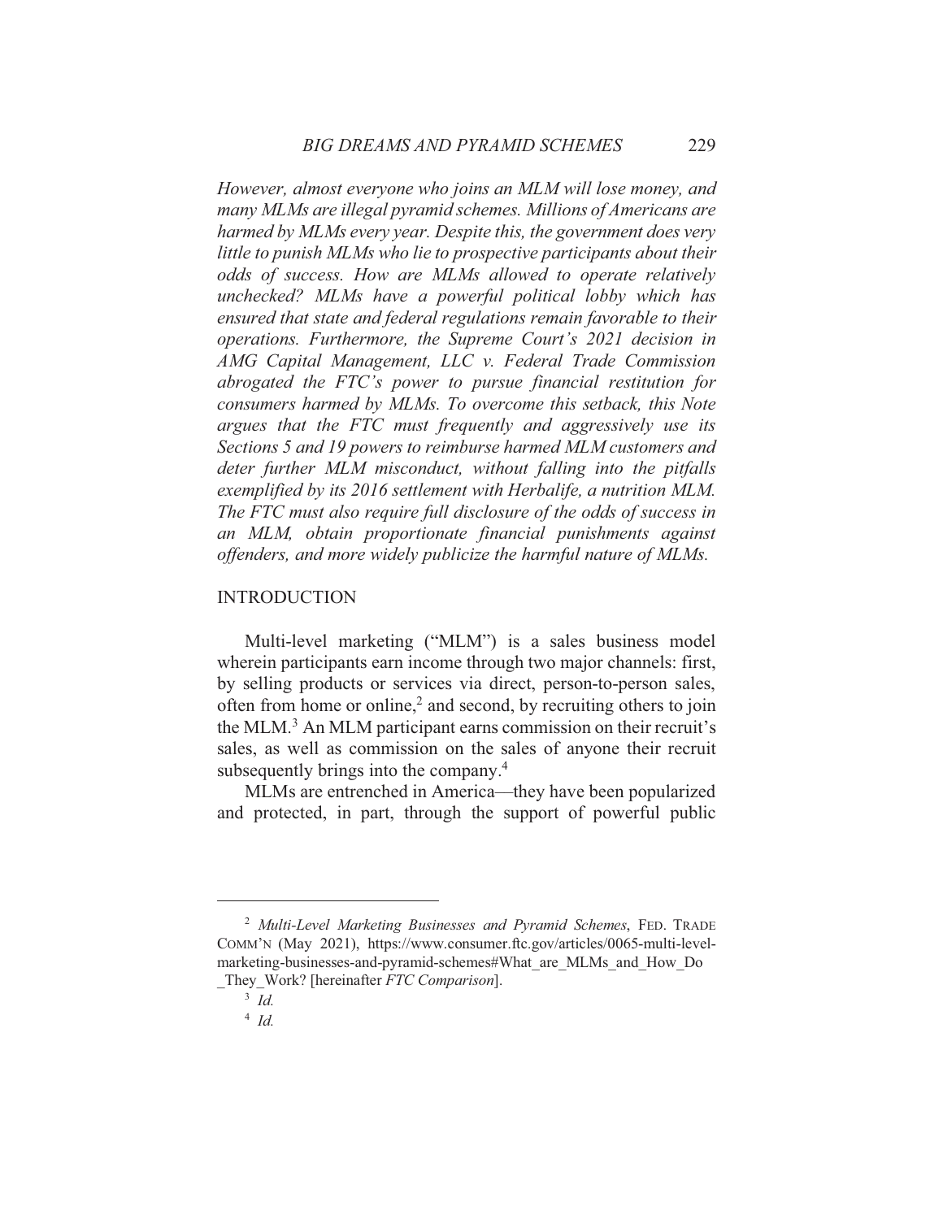*However, almost everyone who joins an MLM will lose money, and many MLMs are illegal pyramid schemes. Millions of Americans are harmed by MLMs every year. Despite this, the government does very little to punish MLMs who lie to prospective participants about their odds of success. How are MLMs allowed to operate relatively unchecked? MLMs have a powerful political lobby which has ensured that state and federal regulations remain favorable to their operations. Furthermore, the Supreme Court's 2021 decision in AMG Capital Management, LLC v. Federal Trade Commission abrogated the FTC's power to pursue financial restitution for consumers harmed by MLMs. To overcome this setback, this Note argues that the FTC must frequently and aggressively use its Sections 5 and 19 powers to reimburse harmed MLM customers and deter further MLM misconduct, without falling into the pitfalls exemplified by its 2016 settlement with Herbalife, a nutrition MLM. The FTC must also require full disclosure of the odds of success in an MLM, obtain proportionate financial punishments against offenders, and more widely publicize the harmful nature of MLMs.*

## INTRODUCTION

Multi-level marketing ("MLM") is a sales business model wherein participants earn income through two major channels: first, by selling products or services via direct, person-to-person sales, often from home or online,[2] and second, by recruiting others to join the MLM.[3] An MLM participant earns commission on their recruit's sales, as well as commission on the sales of anyone their recruit subsequently brings into the company.[4]

MLMs are entrenched in America—they have been popularized and protected, in part, through the support of powerful public

---

[2] *Multi-Level Marketing Businesses and Pyramid Schemes*, FED. TRADE COMM'N (May 2021), https://www.consumer.ftc.gov/articles/0065-multi-level-marketing-businesses-and-pyramid-schemes#What_are_MLMs_and_How_Do_They_Work? [hereinafter *FTC Comparison*].

[3] *Id.*

[4] *Id.*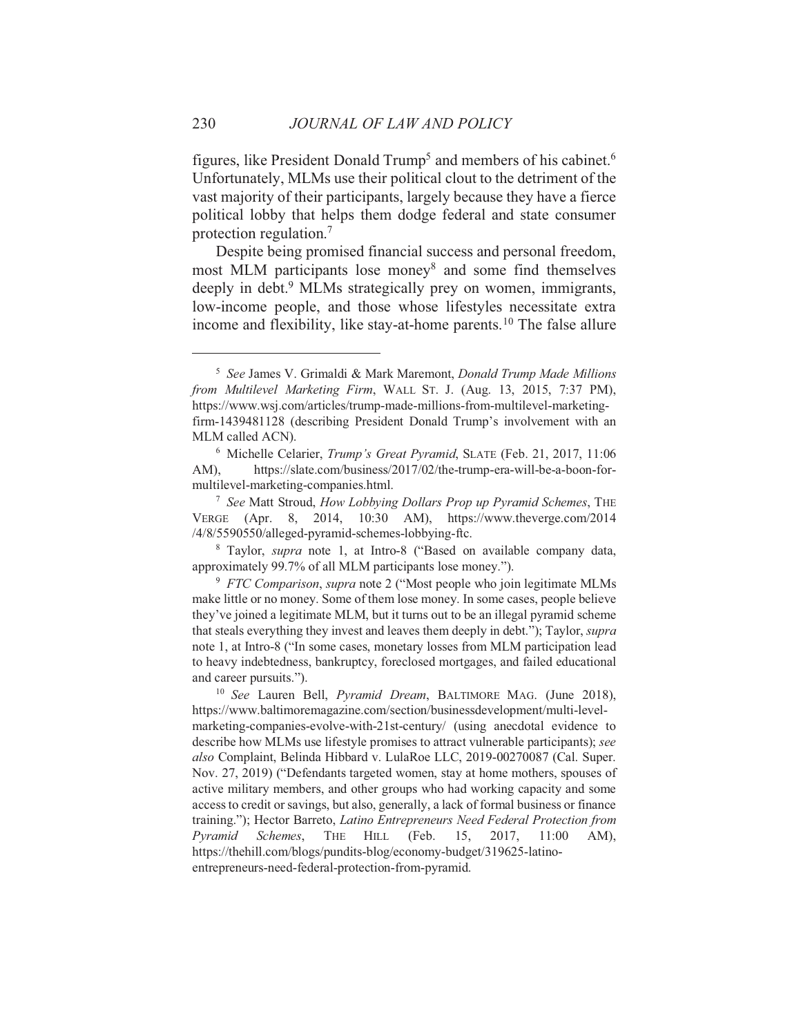figures, like President Donald Trump[5] and members of his cabinet.[6] Unfortunately, MLMs use their political clout to the detriment of the vast majority of their participants, largely because they have a fierce political lobby that helps them dodge federal and state consumer protection regulation.[7]

Despite being promised financial success and personal freedom, most MLM participants lose money[8] and some find themselves deeply in debt.[9] MLMs strategically prey on women, immigrants, low-income people, and those whose lifestyles necessitate extra income and flexibility, like stay-at-home parents.[10] The false allure

---

[5] *See* James V. Grimaldi & Mark Maremont, *Donald Trump Made Millions from Multilevel Marketing Firm*, WALL ST. J. (Aug. 13, 2015, 7:37 PM), https://www.wsj.com/articles/trump-made-millions-from-multilevel-marketing-firm-1439481128 (describing President Donald Trump's involvement with an MLM called ACN).

[6] Michelle Celarier, *Trump's Great Pyramid*, SLATE (Feb. 21, 2017, 11:06 AM), https://slate.com/business/2017/02/the-trump-era-will-be-a-boon-for-multilevel-marketing-companies.html.

[7] *See* Matt Stroud, *How Lobbying Dollars Prop up Pyramid Schemes*, THE VERGE (Apr. 8, 2014, 10:30 AM), https://www.theverge.com/2014/4/8/5590550/alleged-pyramid-schemes-lobbying-ftc.

[8] Taylor, *supra* note 1, at Intro-8 ("Based on available company data, approximately 99.7% of all MLM participants lose money.").

[9] *FTC Comparison*, *supra* note 2 ("Most people who join legitimate MLMs make little or no money. Some of them lose money. In some cases, people believe they've joined a legitimate MLM, but it turns out to be an illegal pyramid scheme that steals everything they invest and leaves them deeply in debt."); Taylor, *supra* note 1, at Intro-8 ("In some cases, monetary losses from MLM participation lead to heavy indebtedness, bankruptcy, foreclosed mortgages, and failed educational and career pursuits.").

[10] *See* Lauren Bell, *Pyramid Dream*, BALTIMORE MAG. (June 2018), https://www.baltimoremagazine.com/section/businessdevelopment/multi-level-marketing-companies-evolve-with-21st-century/ (using anecdotal evidence to describe how MLMs use lifestyle promises to attract vulnerable participants); *see also* Complaint, Belinda Hibbard v. LulaRoe LLC, 2019-00270087 (Cal. Super. Nov. 27, 2019) ("Defendants targeted women, stay at home mothers, spouses of active military members, and other groups who had working capacity and some access to credit or savings, but also, generally, a lack of formal business or finance training."); Hector Barreto, *Latino Entrepreneurs Need Federal Protection from Pyramid Schemes*, THE HILL (Feb. 15, 2017, 11:00 AM), https://thehill.com/blogs/pundits-blog/economy-budget/319625-latino-entrepreneurs-need-federal-protection-from-pyramid.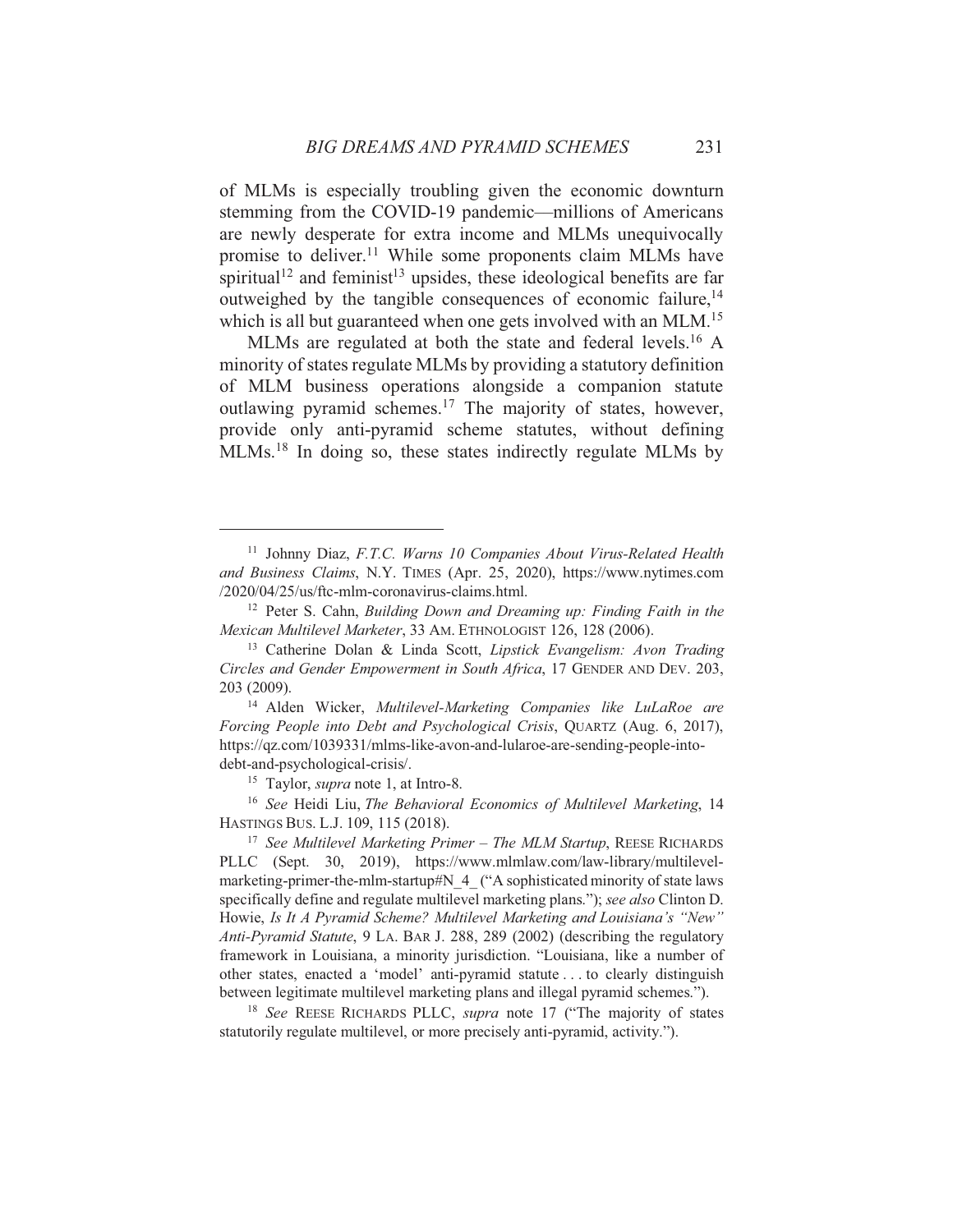of MLMs is especially troubling given the economic downturn stemming from the COVID-19 pandemic—millions of Americans are newly desperate for extra income and MLMs unequivocally promise to deliver.[11] While some proponents claim MLMs have spiritual[12] and feminist[13] upsides, these ideological benefits are far outweighed by the tangible consequences of economic failure,[14] which is all but guaranteed when one gets involved with an MLM.[15]

MLMs are regulated at both the state and federal levels.[16] A minority of states regulate MLMs by providing a statutory definition of MLM business operations alongside a companion statute outlawing pyramid schemes.[17] The majority of states, however, provide only anti-pyramid scheme statutes, without defining MLMs.[18] In doing so, these states indirectly regulate MLMs by

---

[11] Johnny Diaz, *F.T.C. Warns 10 Companies About Virus-Related Health and Business Claims*, N.Y. TIMES (Apr. 25, 2020), https://www.nytimes.com/2020/04/25/us/ftc-mlm-coronavirus-claims.html.

[12] Peter S. Cahn, *Building Down and Dreaming up: Finding Faith in the Mexican Multilevel Marketer*, 33 AM. ETHNOLOGIST 126, 128 (2006).

[13] Catherine Dolan & Linda Scott, *Lipstick Evangelism: Avon Trading Circles and Gender Empowerment in South Africa*, 17 GENDER AND DEV. 203, 203 (2009).

[14] Alden Wicker, *Multilevel-Marketing Companies like LuLaRoe are Forcing People into Debt and Psychological Crisis*, QUARTZ (Aug. 6, 2017), https://qz.com/1039331/mlms-like-avon-and-lularoe-are-sending-people-into-debt-and-psychological-crisis/.

[15] Taylor, *supra* note 1, at Intro-8.

[16] *See* Heidi Liu, *The Behavioral Economics of Multilevel Marketing*, 14 HASTINGS BUS. L.J. 109, 115 (2018).

[17] *See Multilevel Marketing Primer – The MLM Startup*, REESE RICHARDS PLLC (Sept. 30, 2019), https://www.mlmlaw.com/law-library/multilevel-marketing-primer-the-mlm-startup#N_4_ ("A sophisticated minority of state laws specifically define and regulate multilevel marketing plans."); *see also* Clinton D. Howie, *Is It A Pyramid Scheme? Multilevel Marketing and Louisiana's "New" Anti-Pyramid Statute*, 9 LA. BAR J. 288, 289 (2002) (describing the regulatory framework in Louisiana, a minority jurisdiction. "Louisiana, like a number of other states, enacted a 'model' anti-pyramid statute . . . to clearly distinguish between legitimate multilevel marketing plans and illegal pyramid schemes.").

[18] *See* REESE RICHARDS PLLC, *supra* note 17 ("The majority of states statutorily regulate multilevel, or more precisely anti-pyramid, activity.").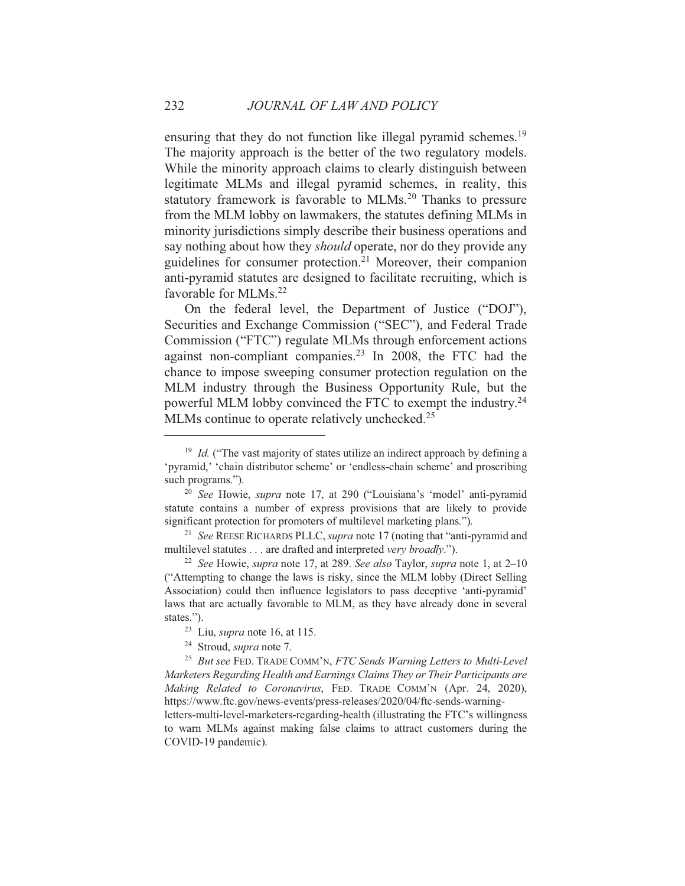ensuring that they do not function like illegal pyramid schemes.[19] The majority approach is the better of the two regulatory models. While the minority approach claims to clearly distinguish between legitimate MLMs and illegal pyramid schemes, in reality, this statutory framework is favorable to MLMs.[20] Thanks to pressure from the MLM lobby on lawmakers, the statutes defining MLMs in minority jurisdictions simply describe their business operations and say nothing about how they *should* operate, nor do they provide any guidelines for consumer protection.[21] Moreover, their companion anti-pyramid statutes are designed to facilitate recruiting, which is favorable for MLMs.[22]

On the federal level, the Department of Justice ("DOJ"), Securities and Exchange Commission ("SEC"), and Federal Trade Commission ("FTC") regulate MLMs through enforcement actions against non-compliant companies.[23] In 2008, the FTC had the chance to impose sweeping consumer protection regulation on the MLM industry through the Business Opportunity Rule, but the powerful MLM lobby convinced the FTC to exempt the industry.[24] MLMs continue to operate relatively unchecked.[25]

---

[19] *Id.* ("The vast majority of states utilize an indirect approach by defining a 'pyramid,' 'chain distributor scheme' or 'endless-chain scheme' and proscribing such programs.").

[20] *See* Howie, *supra* note 17, at 290 ("Louisiana's 'model' anti-pyramid statute contains a number of express provisions that are likely to provide significant protection for promoters of multilevel marketing plans.").

[21] *See* REESE RICHARDS PLLC, *supra* note 17 (noting that "anti-pyramid and multilevel statutes . . . are drafted and interpreted *very broadly*.").

[22] *See* Howie, *supra* note 17, at 289. *See also* Taylor, *supra* note 1, at 2–10 ("Attempting to change the laws is risky, since the MLM lobby (Direct Selling Association) could then influence legislators to pass deceptive 'anti-pyramid' laws that are actually favorable to MLM, as they have already done in several states.").

[23] Liu, *supra* note 16, at 115.

[24] Stroud, *supra* note 7.

[25] *But see* FED. TRADE COMM'N, *FTC Sends Warning Letters to Multi-Level Marketers Regarding Health and Earnings Claims They or Their Participants are Making Related to Coronavirus*, FED. TRADE COMM'N (Apr. 24, 2020), https://www.ftc.gov/news-events/press-releases/2020/04/ftc-sends-warning-letters-multi-level-marketers-regarding-health (illustrating the FTC's willingness to warn MLMs against making false claims to attract customers during the COVID-19 pandemic).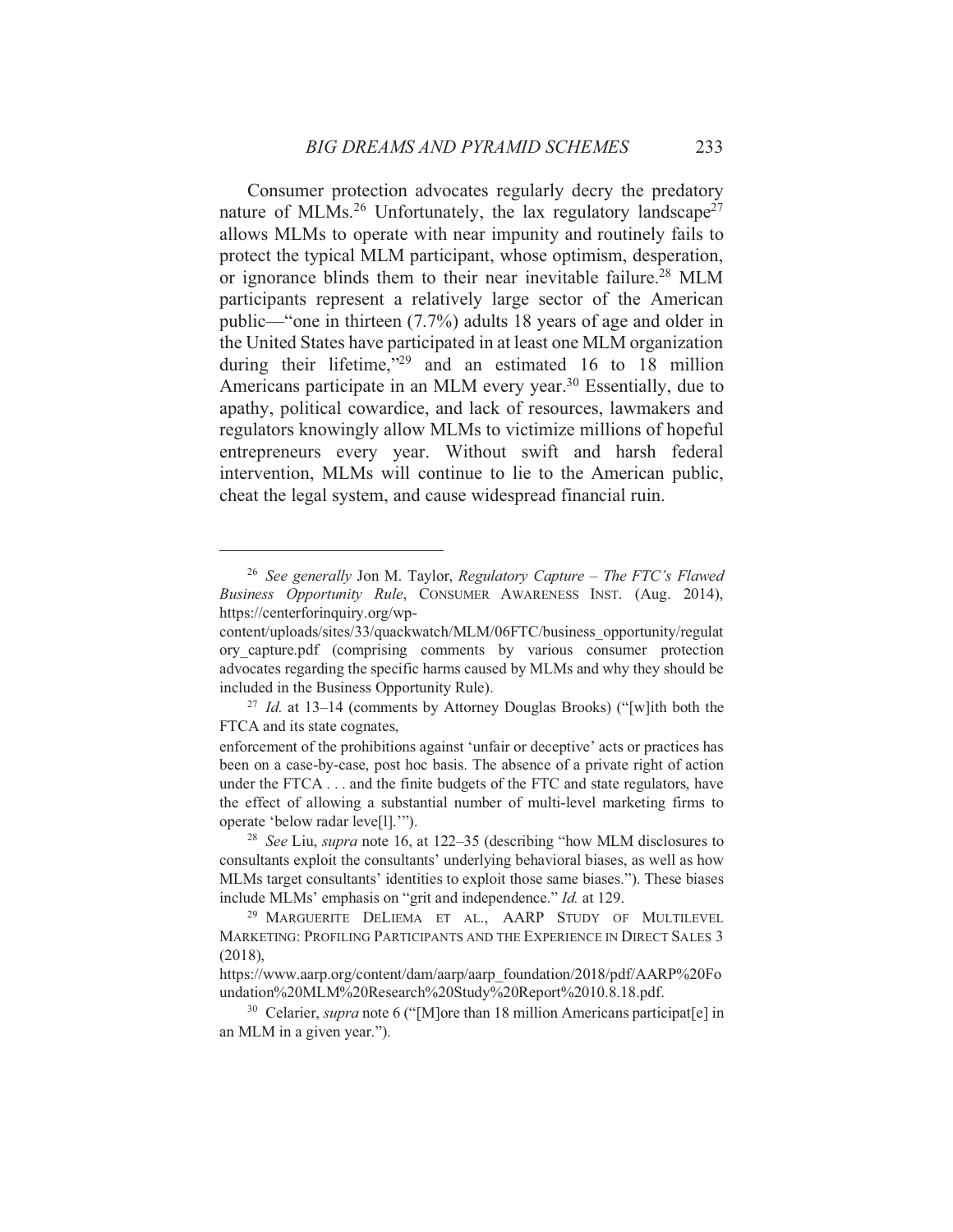Consumer protection advocates regularly decry the predatory nature of MLMs.[26] Unfortunately, the lax regulatory landscape[27] allows MLMs to operate with near impunity and routinely fails to protect the typical MLM participant, whose optimism, desperation, or ignorance blinds them to their near inevitable failure.[28] MLM participants represent a relatively large sector of the American public—"one in thirteen (7.7%) adults 18 years of age and older in the United States have participated in at least one MLM organization during their lifetime,"[29] and an estimated 16 to 18 million Americans participate in an MLM every year.[30] Essentially, due to apathy, political cowardice, and lack of resources, lawmakers and regulators knowingly allow MLMs to victimize millions of hopeful entrepreneurs every year. Without swift and harsh federal intervention, MLMs will continue to lie to the American public, cheat the legal system, and cause widespread financial ruin.

---

[26] *See generally* Jon M. Taylor, *Regulatory Capture – The FTC's Flawed Business Opportunity Rule*, CONSUMER AWARENESS INST. (Aug. 2014), https://centerforinquiry.org/wp-content/uploads/sites/33/quackwatch/MLM/06FTC/business_opportunity/regulatory_capture.pdf (comprising comments by various consumer protection advocates regarding the specific harms caused by MLMs and why they should be included in the Business Opportunity Rule).

[27] *Id.* at 13–14 (comments by Attorney Douglas Brooks) ("[w]ith both the FTCA and its state cognates, enforcement of the prohibitions against 'unfair or deceptive' acts or practices has been on a case-by-case, post hoc basis. The absence of a private right of action under the FTCA . . . and the finite budgets of the FTC and state regulators, have the effect of allowing a substantial number of multi-level marketing firms to operate 'below radar leve[l].'").

[28] *See* Liu, *supra* note 16, at 122–35 (describing "how MLM disclosures to consultants exploit the consultants' underlying behavioral biases, as well as how MLMs target consultants' identities to exploit those same biases."). These biases include MLMs' emphasis on "grit and independence." *Id.* at 129.

[29] MARGUERITE DELIEMA ET AL., AARP STUDY OF MULTILEVEL MARKETING: PROFILING PARTICIPANTS AND THE EXPERIENCE IN DIRECT SALES 3 (2018), https://www.aarp.org/content/dam/aarp/aarp_foundation/2018/pdf/AARP%20Foundation%20MLM%20Research%20Study%20Report%2010.8.18.pdf.

[30] Celarier, *supra* note 6 ("[M]ore than 18 million Americans participat[e] in an MLM in a given year.").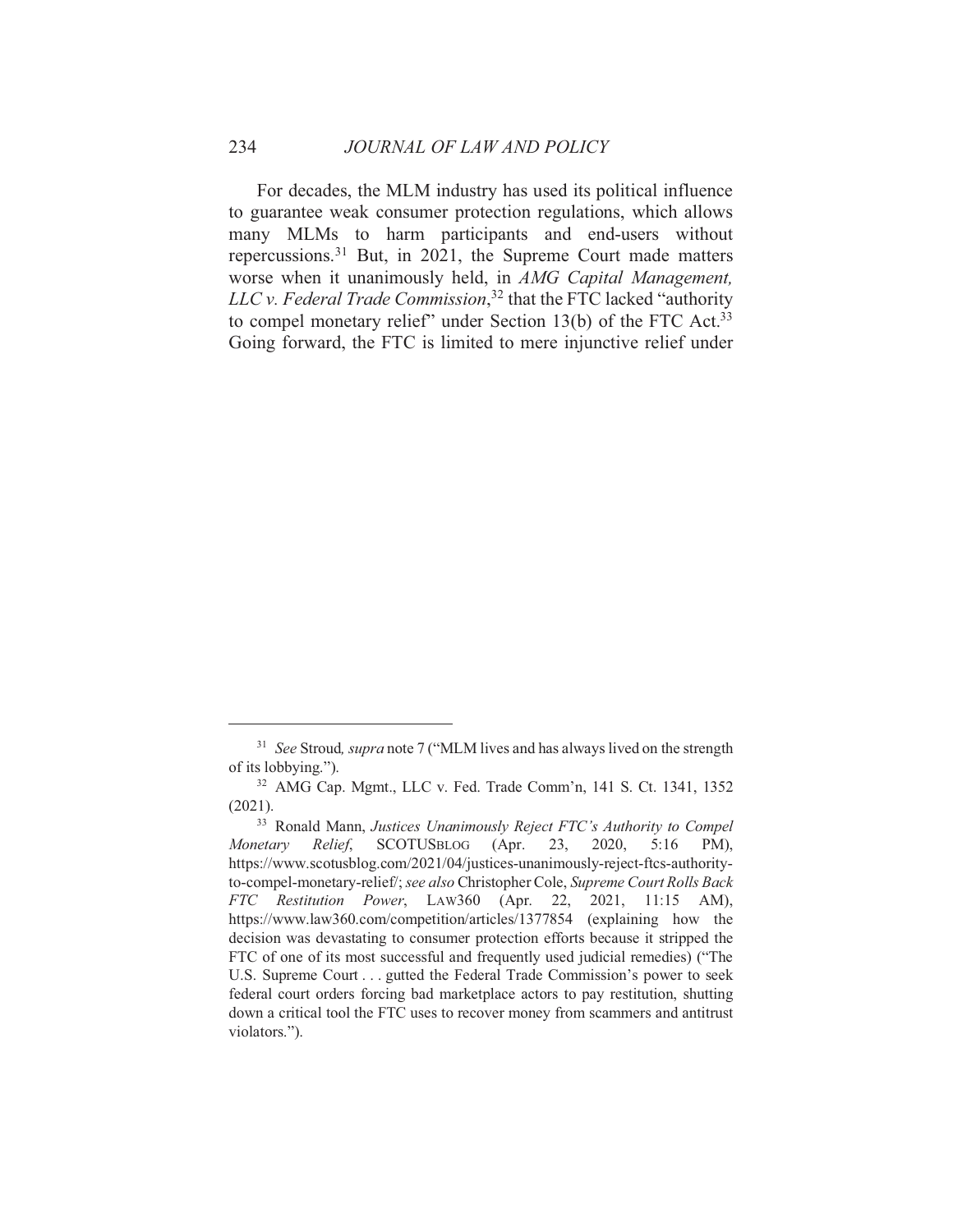For decades, the MLM industry has used its political influence to guarantee weak consumer protection regulations, which allows many MLMs to harm participants and end-users without repercussions.[31] But, in 2021, the Supreme Court made matters worse when it unanimously held, in *AMG Capital Management, LLC v. Federal Trade Commission*,[32] that the FTC lacked "authority to compel monetary relief" under Section 13(b) of the FTC Act.[33] Going forward, the FTC is limited to mere injunctive relief under

---

[31] *See* Stroud*, supra* note 7 ("MLM lives and has always lived on the strength of its lobbying.").

[32] AMG Cap. Mgmt., LLC v. Fed. Trade Comm'n, 141 S. Ct. 1341, 1352 (2021).

[33] Ronald Mann, *Justices Unanimously Reject FTC's Authority to Compel Monetary Relief*, SCOTUSBLOG (Apr. 23, 2020, 5:16 PM), https://www.scotusblog.com/2021/04/justices-unanimously-reject-ftcs-authority-to-compel-monetary-relief/; *see also* Christopher Cole, *Supreme Court Rolls Back FTC Restitution Power*, LAW360 (Apr. 22, 2021, 11:15 AM), https://www.law360.com/competition/articles/1377854 (explaining how the decision was devastating to consumer protection efforts because it stripped the FTC of one of its most successful and frequently used judicial remedies) ("The U.S. Supreme Court . . . gutted the Federal Trade Commission's power to seek federal court orders forcing bad marketplace actors to pay restitution, shutting down a critical tool the FTC uses to recover money from scammers and antitrust violators.").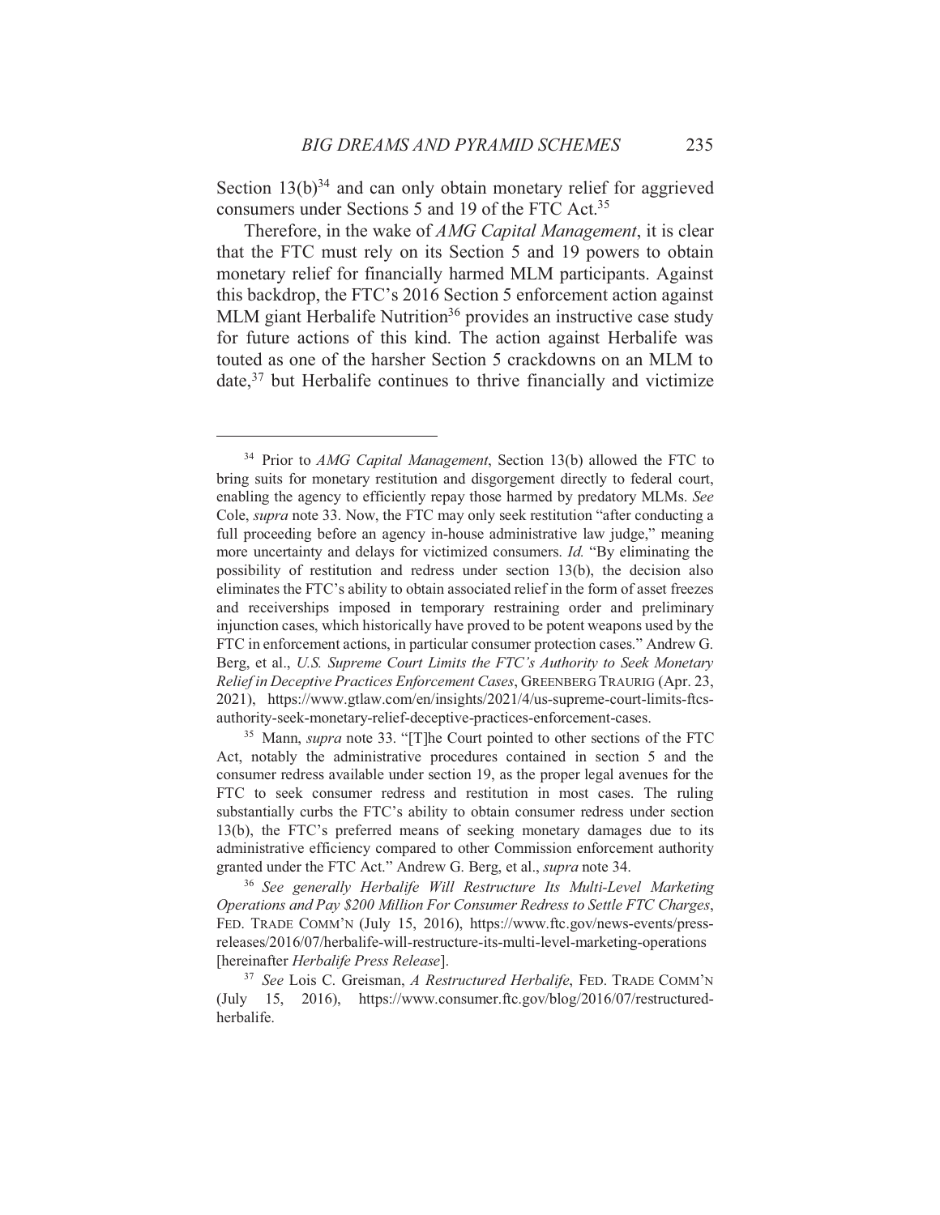Section 13(b)[34] and can only obtain monetary relief for aggrieved consumers under Sections 5 and 19 of the FTC Act.[35]

Therefore, in the wake of *AMG Capital Management*, it is clear that the FTC must rely on its Section 5 and 19 powers to obtain monetary relief for financially harmed MLM participants. Against this backdrop, the FTC's 2016 Section 5 enforcement action against MLM giant Herbalife Nutrition[36] provides an instructive case study for future actions of this kind. The action against Herbalife was touted as one of the harsher Section 5 crackdowns on an MLM to date,[37] but Herbalife continues to thrive financially and victimize

---

[34] Prior to *AMG Capital Management*, Section 13(b) allowed the FTC to bring suits for monetary restitution and disgorgement directly to federal court, enabling the agency to efficiently repay those harmed by predatory MLMs. *See* Cole, *supra* note 33. Now, the FTC may only seek restitution "after conducting a full proceeding before an agency in-house administrative law judge," meaning more uncertainty and delays for victimized consumers. *Id.* "By eliminating the possibility of restitution and redress under section 13(b), the decision also eliminates the FTC's ability to obtain associated relief in the form of asset freezes and receiverships imposed in temporary restraining order and preliminary injunction cases, which historically have proved to be potent weapons used by the FTC in enforcement actions, in particular consumer protection cases." Andrew G. Berg, et al., *U.S. Supreme Court Limits the FTC's Authority to Seek Monetary Relief in Deceptive Practices Enforcement Cases*, GREENBERG TRAURIG (Apr. 23, 2021), https://www.gtlaw.com/en/insights/2021/4/us-supreme-court-limits-ftcs-authority-seek-monetary-relief-deceptive-practices-enforcement-cases.

[35] Mann, *supra* note 33. "[T]he Court pointed to other sections of the FTC Act, notably the administrative procedures contained in section 5 and the consumer redress available under section 19, as the proper legal avenues for the FTC to seek consumer redress and restitution in most cases. The ruling substantially curbs the FTC's ability to obtain consumer redress under section 13(b), the FTC's preferred means of seeking monetary damages due to its administrative efficiency compared to other Commission enforcement authority granted under the FTC Act." Andrew G. Berg, et al., *supra* note 34.

[36] *See generally Herbalife Will Restructure Its Multi-Level Marketing Operations and Pay $200 Million For Consumer Redress to Settle FTC Charges*, FED. TRADE COMM'N (July 15, 2016), https://www.ftc.gov/news-events/press-releases/2016/07/herbalife-will-restructure-its-multi-level-marketing-operations [hereinafter *Herbalife Press Release*].

[37] *See* Lois C. Greisman, *A Restructured Herbalife*, FED. TRADE COMM'N (July 15, 2016), https://www.consumer.ftc.gov/blog/2016/07/restructured-herbalife.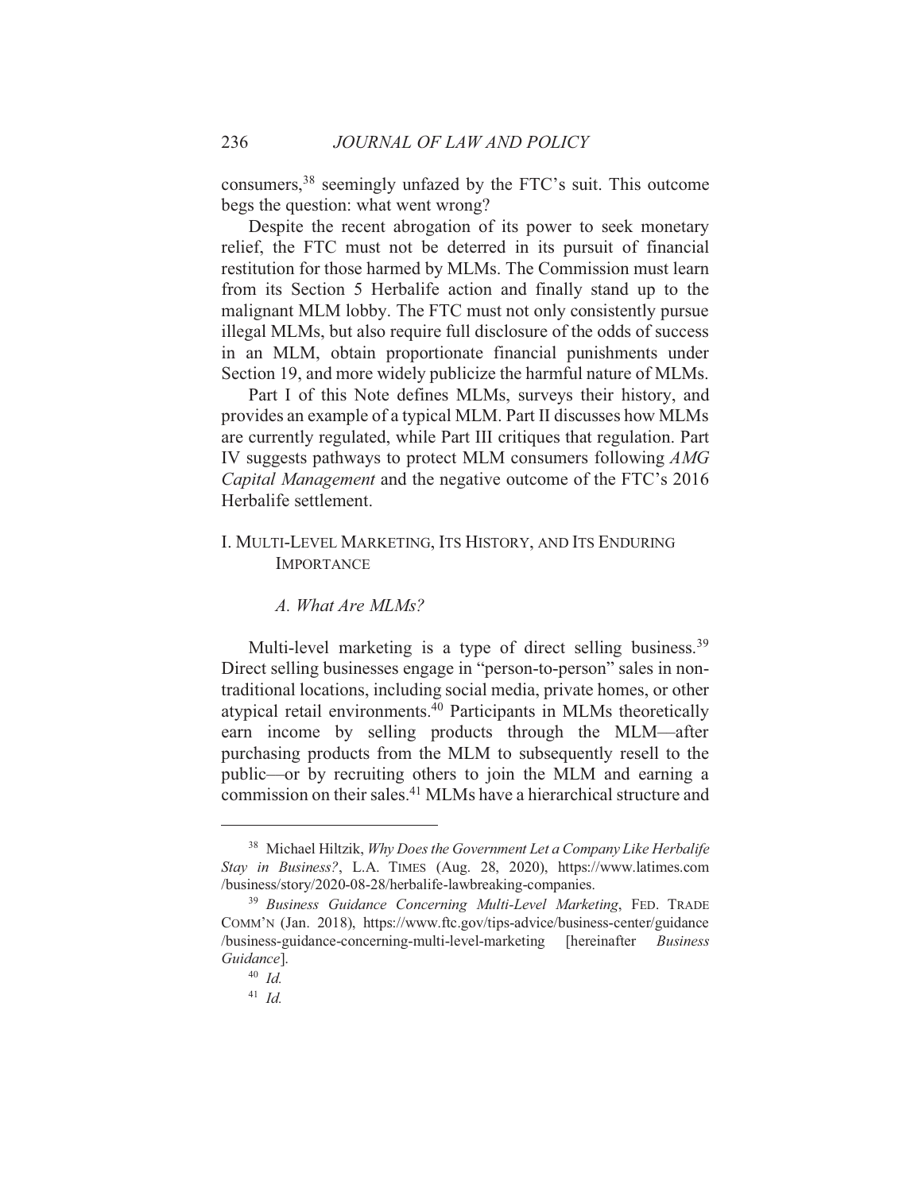consumers,[38] seemingly unfazed by the FTC's suit. This outcome begs the question: what went wrong?

Despite the recent abrogation of its power to seek monetary relief, the FTC must not be deterred in its pursuit of financial restitution for those harmed by MLMs. The Commission must learn from its Section 5 Herbalife action and finally stand up to the malignant MLM lobby. The FTC must not only consistently pursue illegal MLMs, but also require full disclosure of the odds of success in an MLM, obtain proportionate financial punishments under Section 19, and more widely publicize the harmful nature of MLMs.

Part I of this Note defines MLMs, surveys their history, and provides an example of a typical MLM. Part II discusses how MLMs are currently regulated, while Part III critiques that regulation. Part IV suggests pathways to protect MLM consumers following *AMG Capital Management* and the negative outcome of the FTC's 2016 Herbalife settlement.

## I. MULTI-LEVEL MARKETING, ITS HISTORY, AND ITS ENDURING IMPORTANCE

### *A. What Are MLMs?*

Multi-level marketing is a type of direct selling business.[39] Direct selling businesses engage in "person-to-person" sales in non-traditional locations, including social media, private homes, or other atypical retail environments.[40] Participants in MLMs theoretically earn income by selling products through the MLM—after purchasing products from the MLM to subsequently resell to the public—or by recruiting others to join the MLM and earning a commission on their sales.[41] MLMs have a hierarchical structure and

---

[38] Michael Hiltzik, *Why Does the Government Let a Company Like Herbalife Stay in Business?*, L.A. TIMES (Aug. 28, 2020), https://www.latimes.com/business/story/2020-08-28/herbalife-lawbreaking-companies.

[39] *Business Guidance Concerning Multi-Level Marketing*, FED. TRADE COMM'N (Jan. 2018), https://www.ftc.gov/tips-advice/business-center/guidance/business-guidance-concerning-multi-level-marketing [hereinafter *Business Guidance*].

[40] *Id.*

[41] *Id.*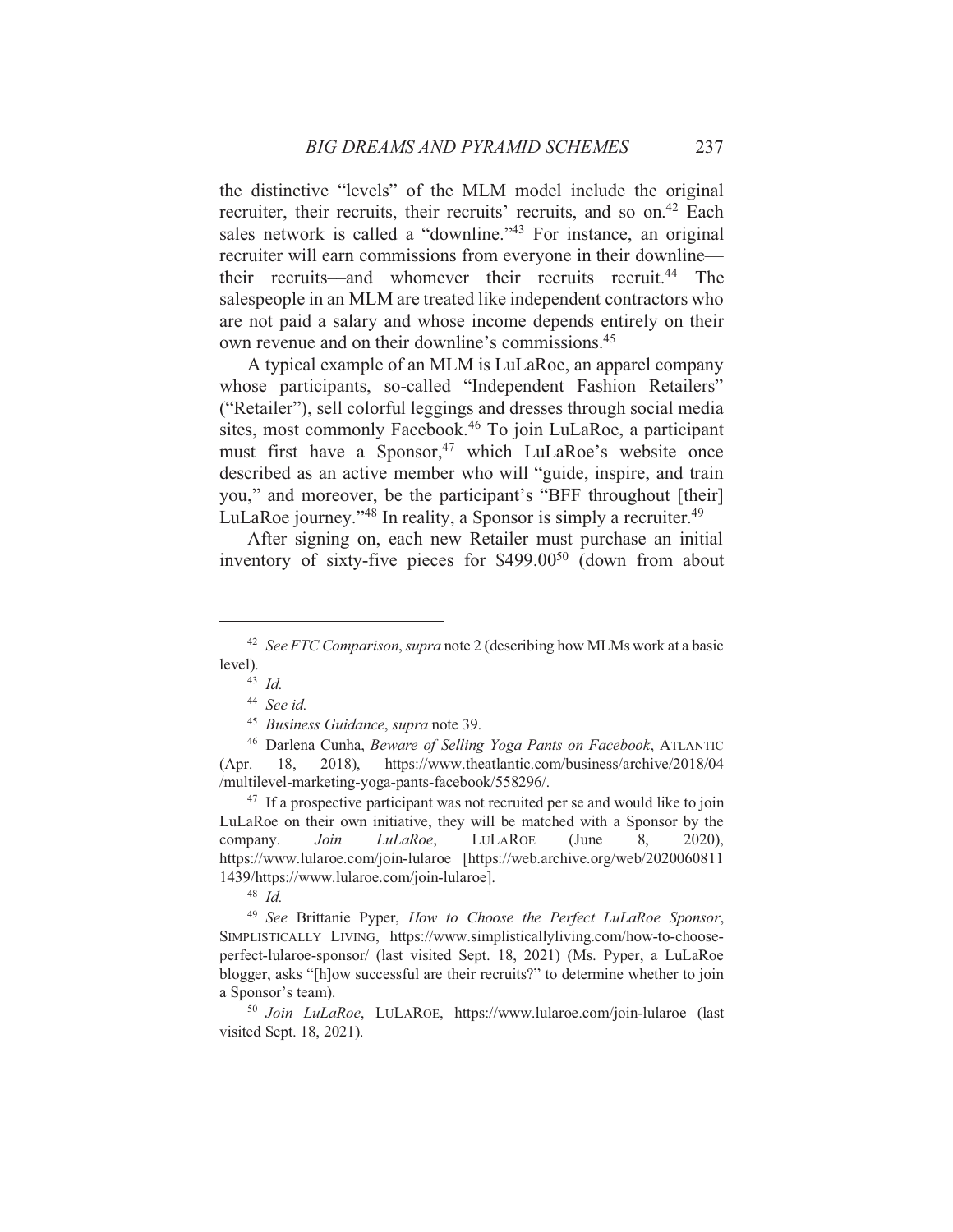the distinctive "levels" of the MLM model include the original recruiter, their recruits, their recruits' recruits, and so on.[42] Each sales network is called a "downline."[43] For instance, an original recruiter will earn commissions from everyone in their downline—their recruits—and whomever their recruits recruit.[44] The salespeople in an MLM are treated like independent contractors who are not paid a salary and whose income depends entirely on their own revenue and on their downline's commissions.[45]

A typical example of an MLM is LuLaRoe, an apparel company whose participants, so-called "Independent Fashion Retailers" ("Retailer"), sell colorful leggings and dresses through social media sites, most commonly Facebook.[46] To join LuLaRoe, a participant must first have a Sponsor,[47] which LuLaRoe's website once described as an active member who will "guide, inspire, and train you," and moreover, be the participant's "BFF throughout [their] LuLaRoe journey."[48] In reality, a Sponsor is simply a recruiter.[49]

After signing on, each new Retailer must purchase an initial inventory of sixty-five pieces for $499.00[50] (down from about

---

[42] *See FTC Comparison*, *supra* note 2 (describing how MLMs work at a basic level).

[43] *Id.*

[44] *See id.*

[45] *Business Guidance*, *supra* note 39.

[46] Darlena Cunha, *Beware of Selling Yoga Pants on Facebook*, ATLANTIC (Apr. 18, 2018), https://www.theatlantic.com/business/archive/2018/04/multilevel-marketing-yoga-pants-facebook/558296/.

[47] If a prospective participant was not recruited per se and would like to join LuLaRoe on their own initiative, they will be matched with a Sponsor by the company. *Join LuLaRoe*, LULAROE (June 8, 2020), https://www.lularoe.com/join-lularoe [https://web.archive.org/web/20200608111439/https://www.lularoe.com/join-lularoe].

[48] *Id.*

[49] *See* Brittanie Pyper, *How to Choose the Perfect LuLaRoe Sponsor*, SIMPLISTICALLY LIVING, https://www.simplisticallyliving.com/how-to-choose-perfect-lularoe-sponsor/ (last visited Sept. 18, 2021) (Ms. Pyper, a LuLaRoe blogger, asks "[h]ow successful are their recruits?" to determine whether to join a Sponsor's team).

[50] *Join LuLaRoe*, LULAROE, https://www.lularoe.com/join-lularoe (last visited Sept. 18, 2021).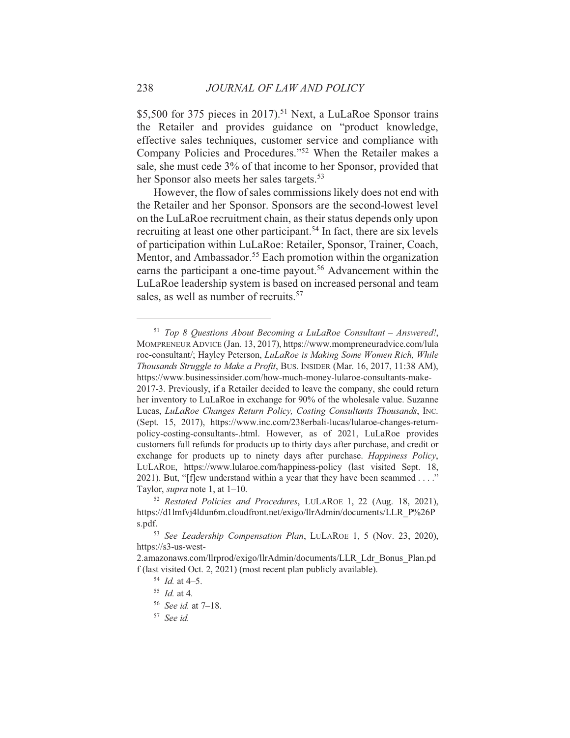$5,500 for 375 pieces in 2017).[51] Next, a LuLaRoe Sponsor trains the Retailer and provides guidance on "product knowledge, effective sales techniques, customer service and compliance with Company Policies and Procedures."[52] When the Retailer makes a sale, she must cede 3% of that income to her Sponsor, provided that her Sponsor also meets her sales targets.[53]

However, the flow of sales commissions likely does not end with the Retailer and her Sponsor. Sponsors are the second-lowest level on the LuLaRoe recruitment chain, as their status depends only upon recruiting at least one other participant.[54] In fact, there are six levels of participation within LuLaRoe: Retailer, Sponsor, Trainer, Coach, Mentor, and Ambassador.[55] Each promotion within the organization earns the participant a one-time payout.[56] Advancement within the LuLaRoe leadership system is based on increased personal and team sales, as well as number of recruits.[57]

---

[51] *Top 8 Questions About Becoming a LuLaRoe Consultant – Answered!*, MOMPRENEUR ADVICE (Jan. 13, 2017), https://www.mompreneuradvice.com/lularoe-consultant/; Hayley Peterson, *LuLaRoe is Making Some Women Rich, While Thousands Struggle to Make a Profit*, BUS. INSIDER (Mar. 16, 2017, 11:38 AM), https://www.businessinsider.com/how-much-money-lularoe-consultants-make-2017-3. Previously, if a Retailer decided to leave the company, she could return her inventory to LuLaRoe in exchange for 90% of the wholesale value. Suzanne Lucas, *LuLaRoe Changes Return Policy, Costing Consultants Thousands*, INC. (Sept. 15, 2017), https://www.inc.com/238erbali-lucas/lularoe-changes-return-policy-costing-consultants-.html. However, as of 2021, LuLaRoe provides customers full refunds for products up to thirty days after purchase, and credit or exchange for products up to ninety days after purchase. *Happiness Policy*, LULAROE, https://www.lularoe.com/happiness-policy (last visited Sept. 18, 2021). But, "[f]ew understand within a year that they have been scammed . . . ." Taylor, *supra* note 1, at 1–10.

[52] *Restated Policies and Procedures*, LULAROE 1, 22 (Aug. 18, 2021), https://d1lmfvj4ldun6m.cloudfront.net/exigo/llrAdmin/documents/LLR_P%26Ps.pdf.

[53] *See Leadership Compensation Plan*, LULAROE 1, 5 (Nov. 23, 2020), https://s3-us-west-2.amazonaws.com/llrprod/exigo/llrAdmin/documents/LLR_Ldr_Bonus_Plan.pdf (last visited Oct. 2, 2021) (most recent plan publicly available).

[54] *Id.* at 4–5.

[55] *Id.* at 4.

[56] *See id.* at 7–18.

[57] *See id.*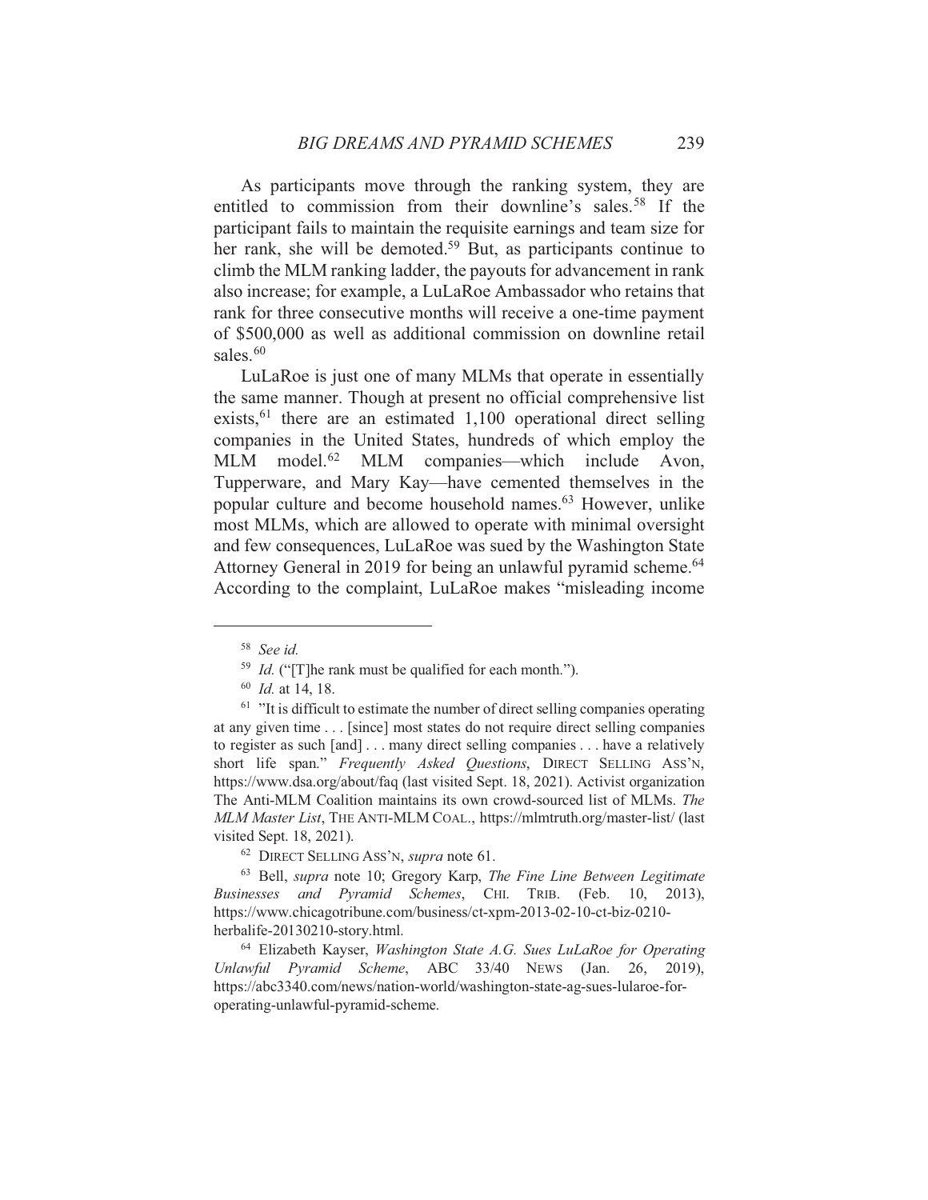As participants move through the ranking system, they are entitled to commission from their downline's sales.[58] If the participant fails to maintain the requisite earnings and team size for her rank, she will be demoted.[59] But, as participants continue to climb the MLM ranking ladder, the payouts for advancement in rank also increase; for example, a LuLaRoe Ambassador who retains that rank for three consecutive months will receive a one-time payment of $500,000 as well as additional commission on downline retail sales.[60]

LuLaRoe is just one of many MLMs that operate in essentially the same manner. Though at present no official comprehensive list exists,[61] there are an estimated 1,100 operational direct selling companies in the United States, hundreds of which employ the MLM model.[62] MLM companies—which include Avon, Tupperware, and Mary Kay—have cemented themselves in the popular culture and become household names.[63] However, unlike most MLMs, which are allowed to operate with minimal oversight and few consequences, LuLaRoe was sued by the Washington State Attorney General in 2019 for being an unlawful pyramid scheme.[64] According to the complaint, LuLaRoe makes "misleading income

---

[58] *See id.*

[59] *Id.* ("[T]he rank must be qualified for each month.").

[60] *Id.* at 14, 18.

[61] "It is difficult to estimate the number of direct selling companies operating at any given time . . . [since] most states do not require direct selling companies to register as such [and] . . . many direct selling companies . . . have a relatively short life span." *Frequently Asked Questions*, DIRECT SELLING ASS'N, https://www.dsa.org/about/faq (last visited Sept. 18, 2021). Activist organization The Anti-MLM Coalition maintains its own crowd-sourced list of MLMs. *The MLM Master List*, THE ANTI-MLM COAL., https://mlmtruth.org/master-list/ (last visited Sept. 18, 2021).

[62] DIRECT SELLING ASS'N, *supra* note 61.

[63] Bell, *supra* note 10; Gregory Karp, *The Fine Line Between Legitimate Businesses and Pyramid Schemes*, CHI. TRIB. (Feb. 10, 2013), https://www.chicagotribune.com/business/ct-xpm-2013-02-10-ct-biz-0210-herbalife-20130210-story.html.

[64] Elizabeth Kayser, *Washington State A.G. Sues LuLaRoe for Operating Unlawful Pyramid Scheme*, ABC 33/40 NEWS (Jan. 26, 2019), https://abc3340.com/news/nation-world/washington-state-ag-sues-lularoe-for-operating-unlawful-pyramid-scheme.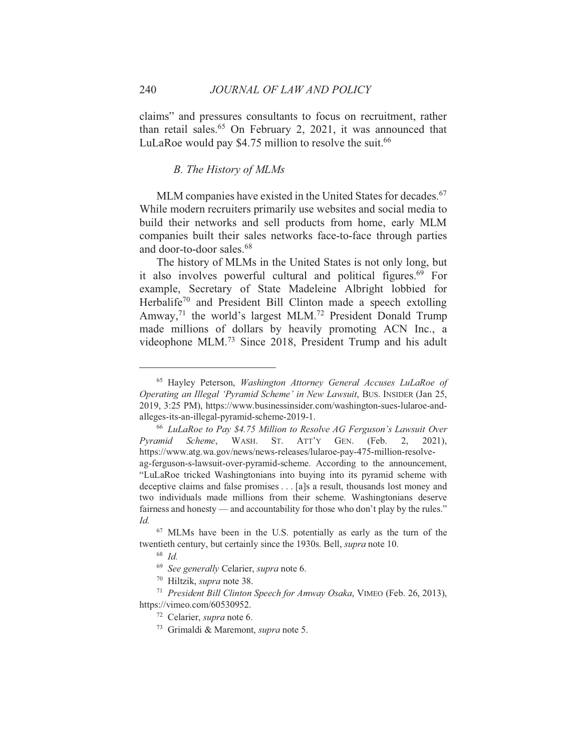claims" and pressures consultants to focus on recruitment, rather than retail sales.[65] On February 2, 2021, it was announced that LuLaRoe would pay $4.75 million to resolve the suit.[66]

### *B. The History of MLMs*

MLM companies have existed in the United States for decades.[67] While modern recruiters primarily use websites and social media to build their networks and sell products from home, early MLM companies built their sales networks face-to-face through parties and door-to-door sales.[68]

The history of MLMs in the United States is not only long, but it also involves powerful cultural and political figures.[69] For example, Secretary of State Madeleine Albright lobbied for Herbalife[70] and President Bill Clinton made a speech extolling Amway,[71] the world's largest MLM.[72] President Donald Trump made millions of dollars by heavily promoting ACN Inc., a videophone MLM.[73] Since 2018, President Trump and his adult

---

[65] Hayley Peterson, *Washington Attorney General Accuses LuLaRoe of Operating an Illegal 'Pyramid Scheme' in New Lawsuit*, BUS. INSIDER (Jan 25, 2019, 3:25 PM), https://www.businessinsider.com/washington-sues-lularoe-and-alleges-its-an-illegal-pyramid-scheme-2019-1.

[66] *LuLaRoe to Pay $4.75 Million to Resolve AG Ferguson's Lawsuit Over Pyramid Scheme*, WASH. ST. ATT'Y GEN. (Feb. 2, 2021), https://www.atg.wa.gov/news/news-releases/lularoe-pay-475-million-resolve-ag-ferguson-s-lawsuit-over-pyramid-scheme. According to the announcement, "LuLaRoe tricked Washingtonians into buying into its pyramid scheme with deceptive claims and false promises . . . [a]s a result, thousands lost money and two individuals made millions from their scheme. Washingtonians deserve fairness and honesty — and accountability for those who don't play by the rules." *Id.*

[67] MLMs have been in the U.S. potentially as early as the turn of the twentieth century, but certainly since the 1930s. Bell, *supra* note 10.

[68] *Id.*

[69] *See generally* Celarier, *supra* note 6.

[70] Hiltzik, *supra* note 38.

[71] *President Bill Clinton Speech for Amway Osaka*, VIMEO (Feb. 26, 2013), https://vimeo.com/60530952.

[72] Celarier, *supra* note 6.

[73] Grimaldi & Maremont, *supra* note 5.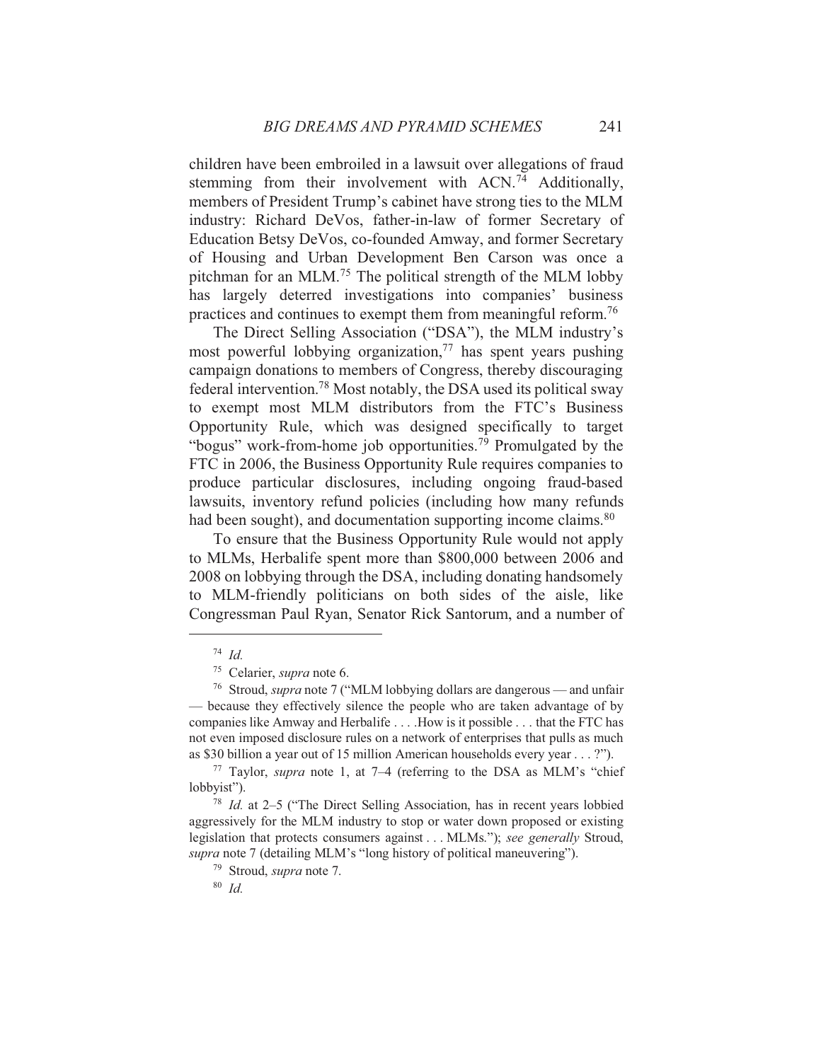children have been embroiled in a lawsuit over allegations of fraud stemming from their involvement with ACN.[74] Additionally, members of President Trump's cabinet have strong ties to the MLM industry: Richard DeVos, father-in-law of former Secretary of Education Betsy DeVos, co-founded Amway, and former Secretary of Housing and Urban Development Ben Carson was once a pitchman for an MLM.[75] The political strength of the MLM lobby has largely deterred investigations into companies' business practices and continues to exempt them from meaningful reform.[76]

The Direct Selling Association ("DSA"), the MLM industry's most powerful lobbying organization,[77] has spent years pushing campaign donations to members of Congress, thereby discouraging federal intervention.[78] Most notably, the DSA used its political sway to exempt most MLM distributors from the FTC's Business Opportunity Rule, which was designed specifically to target "bogus" work-from-home job opportunities.[79] Promulgated by the FTC in 2006, the Business Opportunity Rule requires companies to produce particular disclosures, including ongoing fraud-based lawsuits, inventory refund policies (including how many refunds had been sought), and documentation supporting income claims.[80]

To ensure that the Business Opportunity Rule would not apply to MLMs, Herbalife spent more than $800,000 between 2006 and 2008 on lobbying through the DSA, including donating handsomely to MLM-friendly politicians on both sides of the aisle, like Congressman Paul Ryan, Senator Rick Santorum, and a number of

---

[74] *Id.*

[75] Celarier, *supra* note 6.

[76] Stroud, *supra* note 7 ("MLM lobbying dollars are dangerous — and unfair — because they effectively silence the people who are taken advantage of by companies like Amway and Herbalife . . . .How is it possible . . . that the FTC has not even imposed disclosure rules on a network of enterprises that pulls as much as $30 billion a year out of 15 million American households every year . . . ?").

[77] Taylor, *supra* note 1, at 7–4 (referring to the DSA as MLM's "chief lobbyist").

[78] *Id.* at 2–5 ("The Direct Selling Association, has in recent years lobbied aggressively for the MLM industry to stop or water down proposed or existing legislation that protects consumers against . . . MLMs."); *see generally* Stroud, *supra* note 7 (detailing MLM's "long history of political maneuvering").

[79] Stroud, *supra* note 7.

[80] *Id.*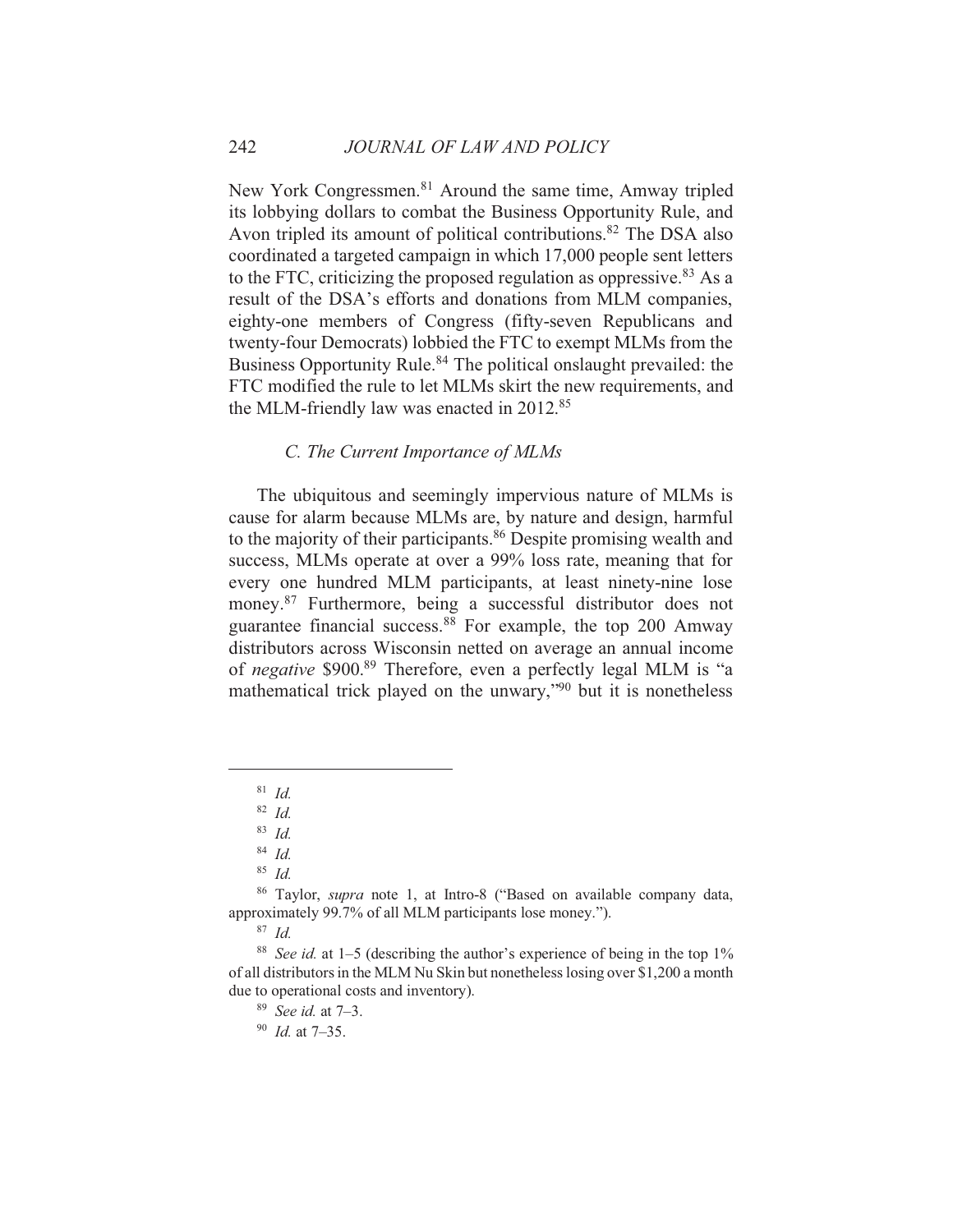New York Congressmen.[81] Around the same time, Amway tripled its lobbying dollars to combat the Business Opportunity Rule, and Avon tripled its amount of political contributions.[82] The DSA also coordinated a targeted campaign in which 17,000 people sent letters to the FTC, criticizing the proposed regulation as oppressive.[83] As a result of the DSA's efforts and donations from MLM companies, eighty-one members of Congress (fifty-seven Republicans and twenty-four Democrats) lobbied the FTC to exempt MLMs from the Business Opportunity Rule.[84] The political onslaught prevailed: the FTC modified the rule to let MLMs skirt the new requirements, and the MLM-friendly law was enacted in 2012.[85]

### *C. The Current Importance of MLMs*

The ubiquitous and seemingly impervious nature of MLMs is cause for alarm because MLMs are, by nature and design, harmful to the majority of their participants.[86] Despite promising wealth and success, MLMs operate at over a 99% loss rate, meaning that for every one hundred MLM participants, at least ninety-nine lose money.[87] Furthermore, being a successful distributor does not guarantee financial success.[88] For example, the top 200 Amway distributors across Wisconsin netted on average an annual income of *negative* \$900.[89] Therefore, even a perfectly legal MLM is "a mathematical trick played on the unwary,"[90] but it is nonetheless

---

[81] *Id.*

[82] *Id.*

[83] *Id.*

[84] *Id.*

[85] *Id.*

[86] Taylor, *supra* note 1, at Intro-8 ("Based on available company data, approximately 99.7% of all MLM participants lose money.").

[87] *Id.*

[88] *See id.* at 1–5 (describing the author's experience of being in the top 1% of all distributors in the MLM Nu Skin but nonetheless losing over \$1,200 a month due to operational costs and inventory).

[89] *See id.* at 7–3.

[90] *Id.* at 7–35.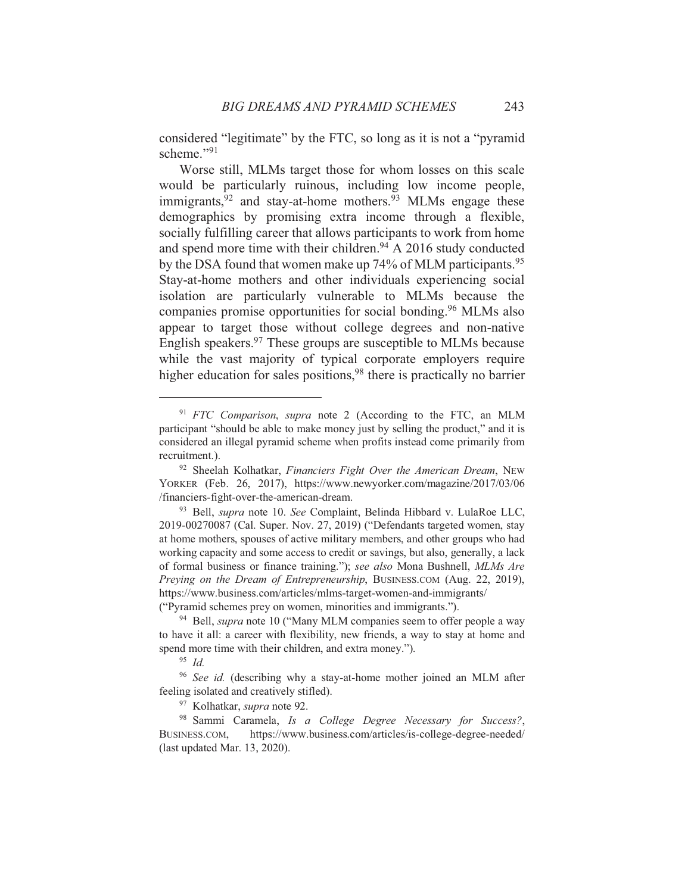considered "legitimate" by the FTC, so long as it is not a "pyramid scheme."[91]

Worse still, MLMs target those for whom losses on this scale would be particularly ruinous, including low income people, immigrants,[92] and stay-at-home mothers.[93] MLMs engage these demographics by promising extra income through a flexible, socially fulfilling career that allows participants to work from home and spend more time with their children.[94] A 2016 study conducted by the DSA found that women make up 74% of MLM participants.[95] Stay-at-home mothers and other individuals experiencing social isolation are particularly vulnerable to MLMs because the companies promise opportunities for social bonding.[96] MLMs also appear to target those without college degrees and non-native English speakers.[97] These groups are susceptible to MLMs because while the vast majority of typical corporate employers require higher education for sales positions,[98] there is practically no barrier

---

[91] *FTC Comparison*, *supra* note 2 (According to the FTC, an MLM participant "should be able to make money just by selling the product," and it is considered an illegal pyramid scheme when profits instead come primarily from recruitment.).

[92] Sheelah Kolhatkar, *Financiers Fight Over the American Dream*, NEW YORKER (Feb. 26, 2017), https://www.newyorker.com/magazine/2017/03/06/financiers-fight-over-the-american-dream.

[93] Bell, *supra* note 10. *See* Complaint, Belinda Hibbard v. LulaRoe LLC, 2019-00270087 (Cal. Super. Nov. 27, 2019) ("Defendants targeted women, stay at home mothers, spouses of active military members, and other groups who had working capacity and some access to credit or savings, but also, generally, a lack of formal business or finance training."); *see also* Mona Bushnell, *MLMs Are Preying on the Dream of Entrepreneurship*, BUSINESS.COM (Aug. 22, 2019), https://www.business.com/articles/mlms-target-women-and-immigrants/ ("Pyramid schemes prey on women, minorities and immigrants.").

[94] Bell, *supra* note 10 ("Many MLM companies seem to offer people a way to have it all: a career with flexibility, new friends, a way to stay at home and spend more time with their children, and extra money.").

[95] *Id.*

[96] *See id.* (describing why a stay-at-home mother joined an MLM after feeling isolated and creatively stifled).

[97] Kolhatkar, *supra* note 92.

[98] Sammi Caramela, *Is a College Degree Necessary for Success?*, BUSINESS.COM, https://www.business.com/articles/is-college-degree-needed/ (last updated Mar. 13, 2020).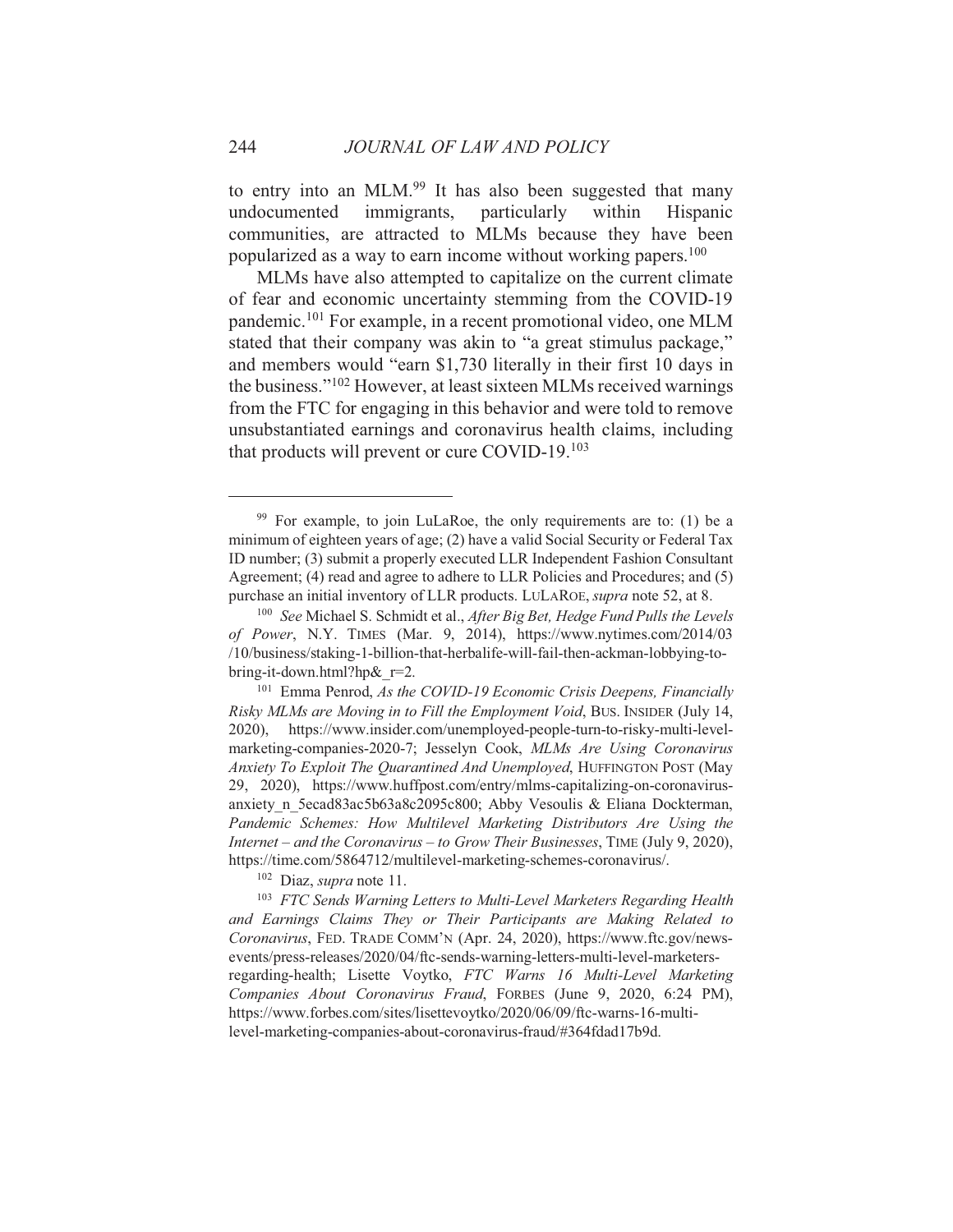to entry into an MLM.[99] It has also been suggested that many undocumented immigrants, particularly within Hispanic communities, are attracted to MLMs because they have been popularized as a way to earn income without working papers.[100]

MLMs have also attempted to capitalize on the current climate of fear and economic uncertainty stemming from the COVID-19 pandemic.[101] For example, in a recent promotional video, one MLM stated that their company was akin to "a great stimulus package," and members would "earn $1,730 literally in their first 10 days in the business."[102] However, at least sixteen MLMs received warnings from the FTC for engaging in this behavior and were told to remove unsubstantiated earnings and coronavirus health claims, including that products will prevent or cure COVID-19.[103]

---

[99] For example, to join LuLaRoe, the only requirements are to: (1) be a minimum of eighteen years of age; (2) have a valid Social Security or Federal Tax ID number; (3) submit a properly executed LLR Independent Fashion Consultant Agreement; (4) read and agree to adhere to LLR Policies and Procedures; and (5) purchase an initial inventory of LLR products. LULAROE, *supra* note 52, at 8.

[100] *See* Michael S. Schmidt et al., *After Big Bet, Hedge Fund Pulls the Levels of Power*, N.Y. TIMES (Mar. 9, 2014), https://www.nytimes.com/2014/03/10/business/staking-1-billion-that-herbalife-will-fail-then-ackman-lobbying-to-bring-it-down.html?hp&_r=2.

[101] Emma Penrod, *As the COVID-19 Economic Crisis Deepens, Financially Risky MLMs are Moving in to Fill the Employment Void*, BUS. INSIDER (July 14, 2020), https://www.insider.com/unemployed-people-turn-to-risky-multi-level-marketing-companies-2020-7; Jesselyn Cook, *MLMs Are Using Coronavirus Anxiety To Exploit The Quarantined And Unemployed*, HUFFINGTON POST (May 29, 2020), https://www.huffpost.com/entry/mlms-capitalizing-on-coronavirus-anxiety_n_5ecad83ac5b63a8c2095c800; Abby Vesoulis & Eliana Dockterman, *Pandemic Schemes: How Multilevel Marketing Distributors Are Using the Internet – and the Coronavirus – to Grow Their Businesses*, TIME (July 9, 2020), https://time.com/5864712/multilevel-marketing-schemes-coronavirus/.

[102] Diaz, *supra* note 11.

[103] *FTC Sends Warning Letters to Multi-Level Marketers Regarding Health and Earnings Claims They or Their Participants are Making Related to Coronavirus*, FED. TRADE COMM'N (Apr. 24, 2020), https://www.ftc.gov/news-events/press-releases/2020/04/ftc-sends-warning-letters-multi-level-marketers-regarding-health; Lisette Voytko, *FTC Warns 16 Multi-Level Marketing Companies About Coronavirus Fraud*, FORBES (June 9, 2020, 6:24 PM), https://www.forbes.com/sites/lisettevoytko/2020/06/09/ftc-warns-16-multi-level-marketing-companies-about-coronavirus-fraud/#364fdad17b9d.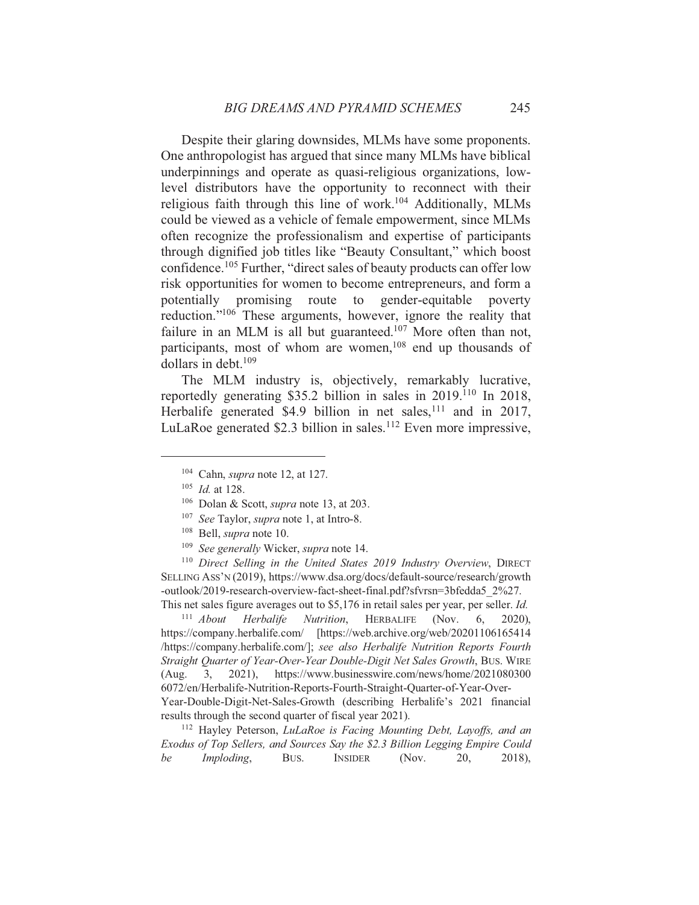Despite their glaring downsides, MLMs have some proponents. One anthropologist has argued that since many MLMs have biblical underpinnings and operate as quasi-religious organizations, low-level distributors have the opportunity to reconnect with their religious faith through this line of work.[104] Additionally, MLMs could be viewed as a vehicle of female empowerment, since MLMs often recognize the professionalism and expertise of participants through dignified job titles like "Beauty Consultant," which boost confidence.[105] Further, "direct sales of beauty products can offer low risk opportunities for women to become entrepreneurs, and form a potentially promising route to gender-equitable poverty reduction."[106] These arguments, however, ignore the reality that failure in an MLM is all but guaranteed.[107] More often than not, participants, most of whom are women,[108] end up thousands of dollars in debt.[109]

The MLM industry is, objectively, remarkably lucrative, reportedly generating $35.2 billion in sales in 2019.[110] In 2018, Herbalife generated $4.9 billion in net sales,[111] and in 2017, LuLaRoe generated $2.3 billion in sales.[112] Even more impressive,

---

[104] Cahn, *supra* note 12, at 127.

[105] *Id.* at 128.

[106] Dolan & Scott, *supra* note 13, at 203.

[107] *See* Taylor, *supra* note 1, at Intro-8.

[108] Bell, *supra* note 10.

[109] *See generally* Wicker, *supra* note 14.

[110] *Direct Selling in the United States 2019 Industry Overview*, DIRECT SELLING ASS'N (2019), https://www.dsa.org/docs/default-source/research/growth-outlook/2019-research-overview-fact-sheet-final.pdf?sfvrsn=3bfedda5_2%27. This net sales figure averages out to $5,176 in retail sales per year, per seller. *Id.*

[111] *About Herbalife Nutrition*, HERBALIFE (Nov. 6, 2020), https://company.herbalife.com/ [https://web.archive.org/web/20201106165414/https://company.herbalife.com/]; *see also Herbalife Nutrition Reports Fourth Straight Quarter of Year-Over-Year Double-Digit Net Sales Growth*, BUS. WIRE (Aug. 3, 2021), https://www.businesswire.com/news/home/20210803006072/en/Herbalife-Nutrition-Reports-Fourth-Straight-Quarter-of-Year-Over-Year-Double-Digit-Net-Sales-Growth (describing Herbalife's 2021 financial results through the second quarter of fiscal year 2021).

[112] Hayley Peterson, *LuLaRoe is Facing Mounting Debt, Layoffs, and an Exodus of Top Sellers, and Sources Say the $2.3 Billion Legging Empire Could be Imploding*, BUS. INSIDER (Nov. 20, 2018),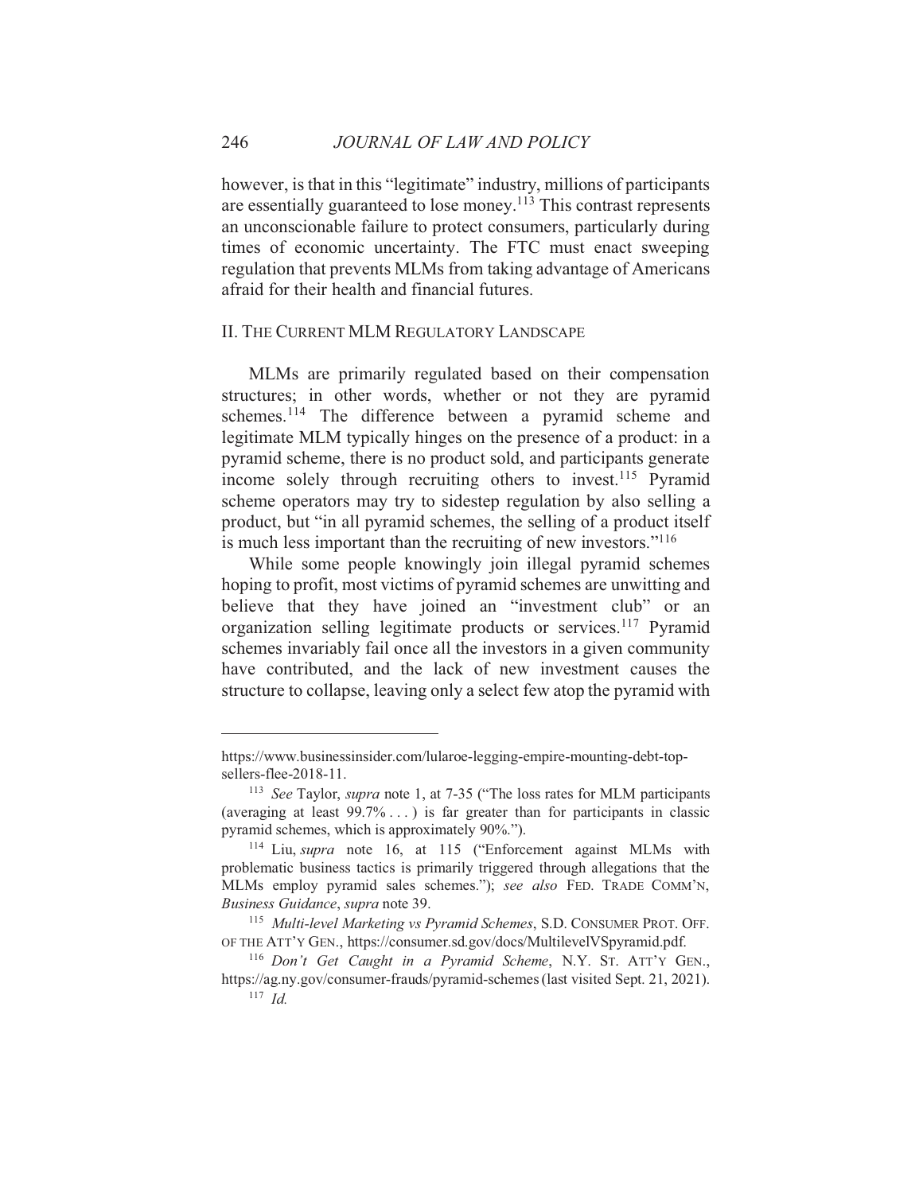however, is that in this "legitimate" industry, millions of participants are essentially guaranteed to lose money.[113] This contrast represents an unconscionable failure to protect consumers, particularly during times of economic uncertainty. The FTC must enact sweeping regulation that prevents MLMs from taking advantage of Americans afraid for their health and financial futures.

## II. THE CURRENT MLM REGULATORY LANDSCAPE

MLMs are primarily regulated based on their compensation structures; in other words, whether or not they are pyramid schemes.[114] The difference between a pyramid scheme and legitimate MLM typically hinges on the presence of a product: in a pyramid scheme, there is no product sold, and participants generate income solely through recruiting others to invest.[115] Pyramid scheme operators may try to sidestep regulation by also selling a product, but "in all pyramid schemes, the selling of a product itself is much less important than the recruiting of new investors."[116]

While some people knowingly join illegal pyramid schemes hoping to profit, most victims of pyramid schemes are unwitting and believe that they have joined an "investment club" or an organization selling legitimate products or services.[117] Pyramid schemes invariably fail once all the investors in a given community have contributed, and the lack of new investment causes the structure to collapse, leaving only a select few atop the pyramid with

---

https://www.businessinsider.com/lularoe-legging-empire-mounting-debt-top-sellers-flee-2018-11.

[113] *See* Taylor, *supra* note 1, at 7-35 ("The loss rates for MLM participants (averaging at least 99.7% . . . ) is far greater than for participants in classic pyramid schemes, which is approximately 90%.").

[114] Liu, *supra* note 16, at 115 ("Enforcement against MLMs with problematic business tactics is primarily triggered through allegations that the MLMs employ pyramid sales schemes."); *see also* FED. TRADE COMM'N, *Business Guidance*, *supra* note 39.

[115] *Multi-level Marketing vs Pyramid Schemes*, S.D. CONSUMER PROT. OFF. OF THE ATT'Y GEN., https://consumer.sd.gov/docs/MultilevelVSpyramid.pdf.

[116] *Don't Get Caught in a Pyramid Scheme*, N.Y. ST. ATT'Y GEN., https://ag.ny.gov/consumer-frauds/pyramid-schemes (last visited Sept. 21, 2021).

[117] *Id.*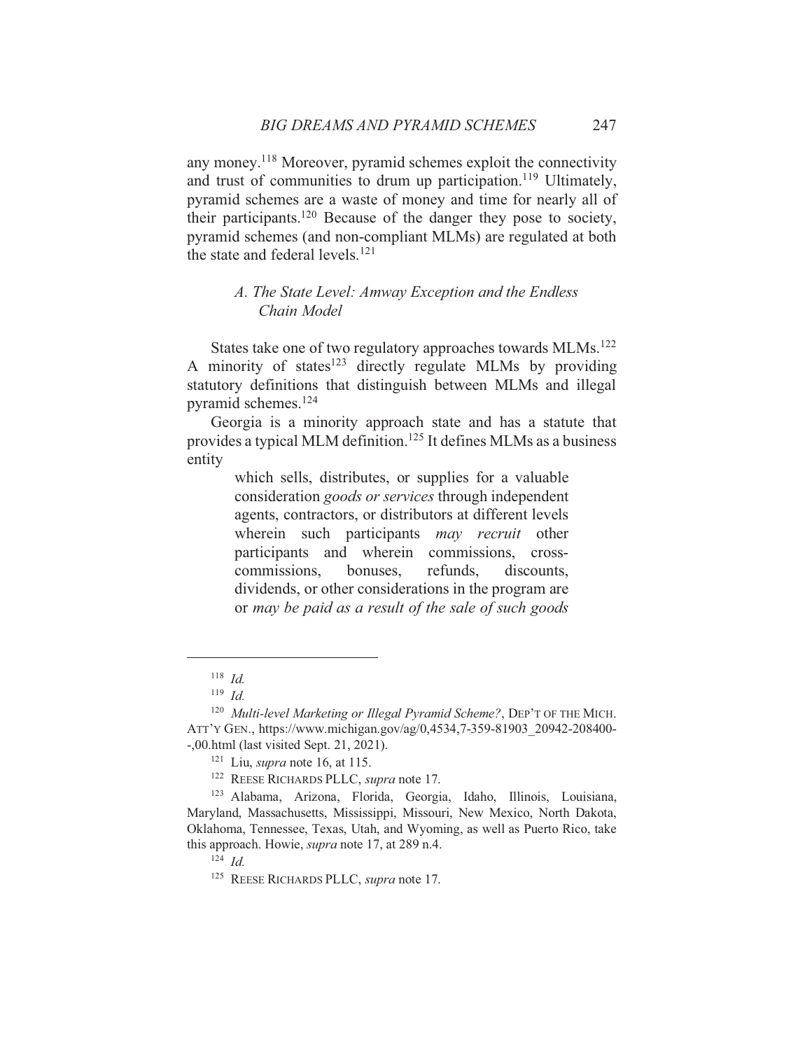any money.[118] Moreover, pyramid schemes exploit the connectivity and trust of communities to drum up participation.[119] Ultimately, pyramid schemes are a waste of money and time for nearly all of their participants.[120] Because of the danger they pose to society, pyramid schemes (and non-compliant MLMs) are regulated at both the state and federal levels.[121]

### *A. The State Level: Amway Exception and the Endless Chain Model*

States take one of two regulatory approaches towards MLMs.[122] A minority of states[123] directly regulate MLMs by providing statutory definitions that distinguish between MLMs and illegal pyramid schemes.[124]

Georgia is a minority approach state and has a statute that provides a typical MLM definition.[125] It defines MLMs as a business entity

> which sells, distributes, or supplies for a valuable consideration *goods or services* through independent agents, contractors, or distributors at different levels wherein such participants *may recruit* other participants and wherein commissions, cross-commissions, bonuses, refunds, discounts, dividends, or other considerations in the program are or *may be paid as a result of the sale of such goods*

---

[118] *Id.*

[119] *Id.*

[120] *Multi-level Marketing or Illegal Pyramid Scheme?*, DEP'T OF THE MICH. ATT'Y GEN., https://www.michigan.gov/ag/0,4534,7-359-81903_20942-208400--,00.html (last visited Sept. 21, 2021).

[121] Liu, *supra* note 16, at 115.

[122] REESE RICHARDS PLLC, *supra* note 17.

[123] Alabama, Arizona, Florida, Georgia, Idaho, Illinois, Louisiana, Maryland, Massachusetts, Mississippi, Missouri, New Mexico, North Dakota, Oklahoma, Tennessee, Texas, Utah, and Wyoming, as well as Puerto Rico, take this approach. Howie, *supra* note 17, at 289 n.4.

[124] *Id.*

[125] REESE RICHARDS PLLC, *supra* note 17.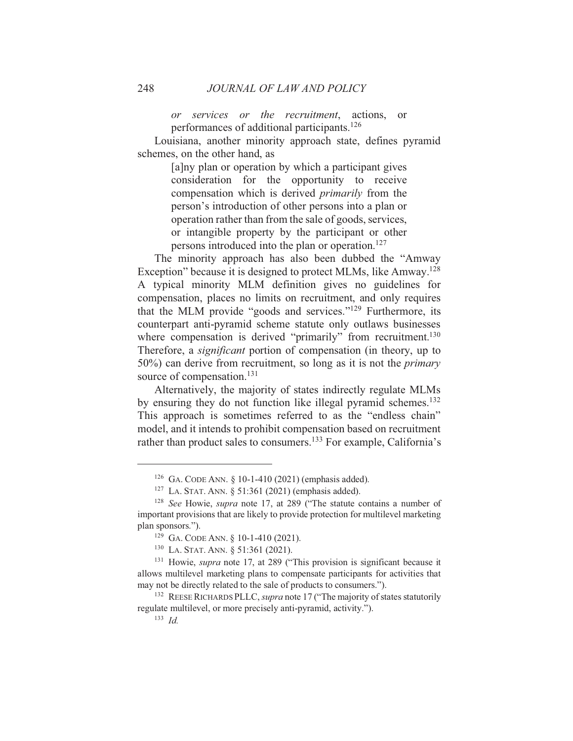> *or services or the recruitment*, actions, or performances of additional participants.[126]

Louisiana, another minority approach state, defines pyramid schemes, on the other hand, as

> [a]ny plan or operation by which a participant gives consideration for the opportunity to receive compensation which is derived *primarily* from the person's introduction of other persons into a plan or operation rather than from the sale of goods, services, or intangible property by the participant or other persons introduced into the plan or operation.[127]

The minority approach has also been dubbed the "Amway Exception" because it is designed to protect MLMs, like Amway.[128] A typical minority MLM definition gives no guidelines for compensation, places no limits on recruitment, and only requires that the MLM provide "goods and services."[129] Furthermore, its counterpart anti-pyramid scheme statute only outlaws businesses where compensation is derived "primarily" from recruitment.[130] Therefore, a *significant* portion of compensation (in theory, up to 50%) can derive from recruitment, so long as it is not the *primary* source of compensation.[131]

Alternatively, the majority of states indirectly regulate MLMs by ensuring they do not function like illegal pyramid schemes.[132] This approach is sometimes referred to as the "endless chain" model, and it intends to prohibit compensation based on recruitment rather than product sales to consumers.[133] For example, California's

---

[126] GA. CODE ANN. § 10-1-410 (2021) (emphasis added).

[127] LA. STAT. ANN. § 51:361 (2021) (emphasis added).

[128] *See* Howie, *supra* note 17, at 289 ("The statute contains a number of important provisions that are likely to provide protection for multilevel marketing plan sponsors.").

[129] GA. CODE ANN. § 10-1-410 (2021).

[130] LA. STAT. ANN. § 51:361 (2021).

[131] Howie, *supra* note 17, at 289 ("This provision is significant because it allows multilevel marketing plans to compensate participants for activities that may not be directly related to the sale of products to consumers.").

[132] REESE RICHARDS PLLC, *supra* note 17 ("The majority of states statutorily regulate multilevel, or more precisely anti-pyramid, activity.").

[133] *Id.*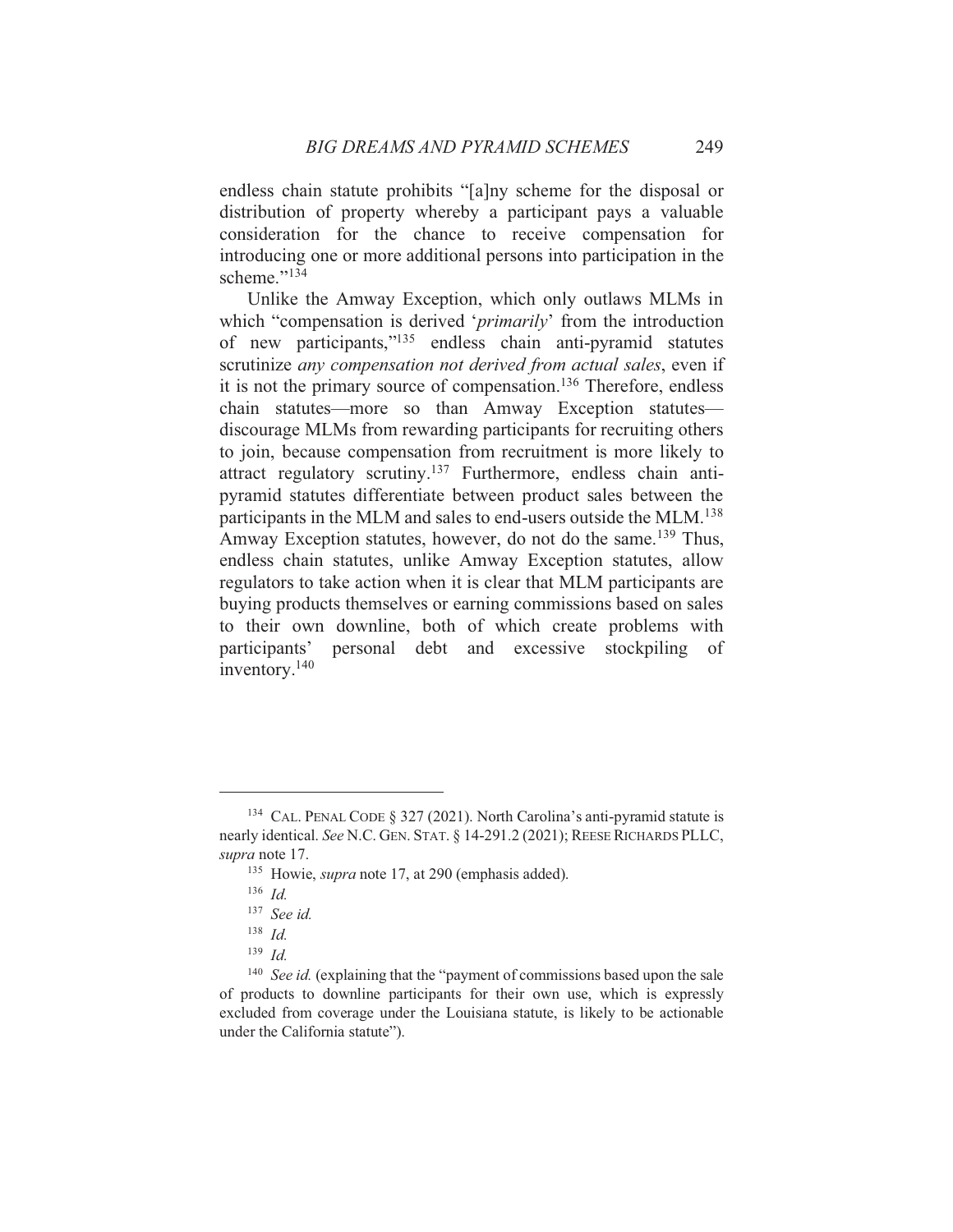endless chain statute prohibits "[a]ny scheme for the disposal or distribution of property whereby a participant pays a valuable consideration for the chance to receive compensation for introducing one or more additional persons into participation in the scheme."[134]

Unlike the Amway Exception, which only outlaws MLMs in which "compensation is derived '*primarily*' from the introduction of new participants,"[135] endless chain anti-pyramid statutes scrutinize *any compensation not derived from actual sales*, even if it is not the primary source of compensation.[136] Therefore, endless chain statutes—more so than Amway Exception statutes—discourage MLMs from rewarding participants for recruiting others to join, because compensation from recruitment is more likely to attract regulatory scrutiny.[137] Furthermore, endless chain anti-pyramid statutes differentiate between product sales between the participants in the MLM and sales to end-users outside the MLM.[138] Amway Exception statutes, however, do not do the same.[139] Thus, endless chain statutes, unlike Amway Exception statutes, allow regulators to take action when it is clear that MLM participants are buying products themselves or earning commissions based on sales to their own downline, both of which create problems with participants' personal debt and excessive stockpiling of inventory.[140]

---

[134] CAL. PENAL CODE § 327 (2021). North Carolina's anti-pyramid statute is nearly identical. *See* N.C. GEN. STAT. § 14-291.2 (2021); REESE RICHARDS PLLC, *supra* note 17.

[135] Howie, *supra* note 17, at 290 (emphasis added).

[136] *Id.*

[137] *See id.*

[138] *Id.*

[139] *Id.*

[140] *See id.* (explaining that the "payment of commissions based upon the sale of products to downline participants for their own use, which is expressly excluded from coverage under the Louisiana statute, is likely to be actionable under the California statute").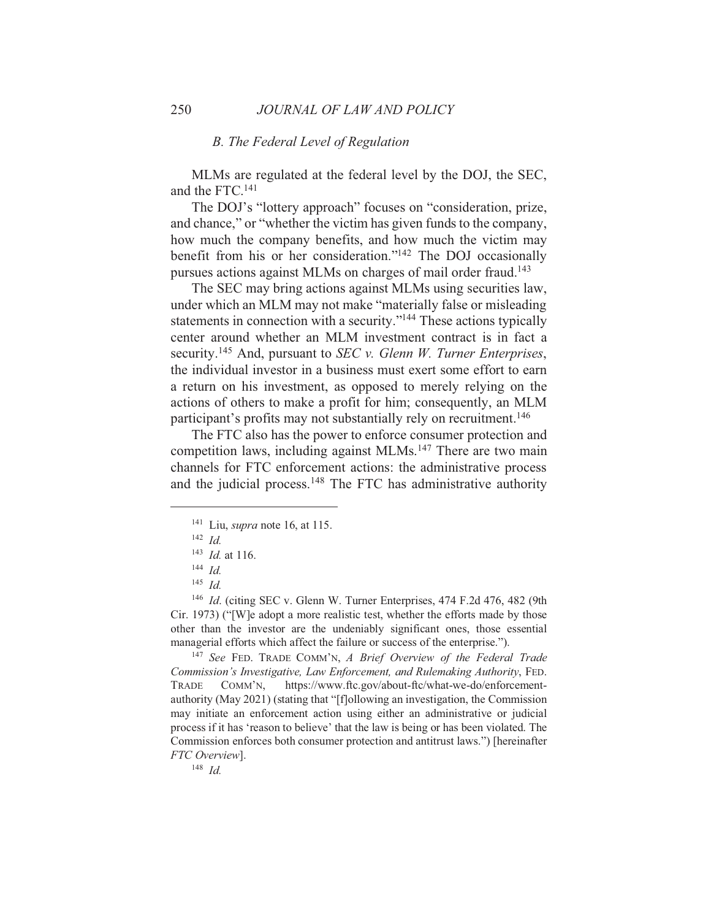### *B. The Federal Level of Regulation*

MLMs are regulated at the federal level by the DOJ, the SEC, and the FTC.[141]

The DOJ's "lottery approach" focuses on "consideration, prize, and chance," or "whether the victim has given funds to the company, how much the company benefits, and how much the victim may benefit from his or her consideration."[142] The DOJ occasionally pursues actions against MLMs on charges of mail order fraud.[143]

The SEC may bring actions against MLMs using securities law, under which an MLM may not make "materially false or misleading statements in connection with a security."[144] These actions typically center around whether an MLM investment contract is in fact a security.[145] And, pursuant to *SEC v. Glenn W. Turner Enterprises*, the individual investor in a business must exert some effort to earn a return on his investment, as opposed to merely relying on the actions of others to make a profit for him; consequently, an MLM participant's profits may not substantially rely on recruitment.[146]

The FTC also has the power to enforce consumer protection and competition laws, including against MLMs.[147] There are two main channels for FTC enforcement actions: the administrative process and the judicial process.[148] The FTC has administrative authority

---

[141] Liu, *supra* note 16, at 115.

[142] *Id.*

[143] *Id.* at 116.

[144] *Id.*

[145] *Id.*

[146] *Id*. (citing SEC v. Glenn W. Turner Enterprises, 474 F.2d 476, 482 (9th Cir. 1973) ("[W]e adopt a more realistic test, whether the efforts made by those other than the investor are the undeniably significant ones, those essential managerial efforts which affect the failure or success of the enterprise.").

[147] *See* FED. TRADE COMM'N, *A Brief Overview of the Federal Trade Commission's Investigative, Law Enforcement, and Rulemaking Authority*, FED. TRADE COMM'N, https://www.ftc.gov/about-ftc/what-we-do/enforcement-authority (May 2021) (stating that "[f]ollowing an investigation, the Commission may initiate an enforcement action using either an administrative or judicial process if it has 'reason to believe' that the law is being or has been violated. The Commission enforces both consumer protection and antitrust laws.") [hereinafter *FTC Overview*].

[148] *Id.*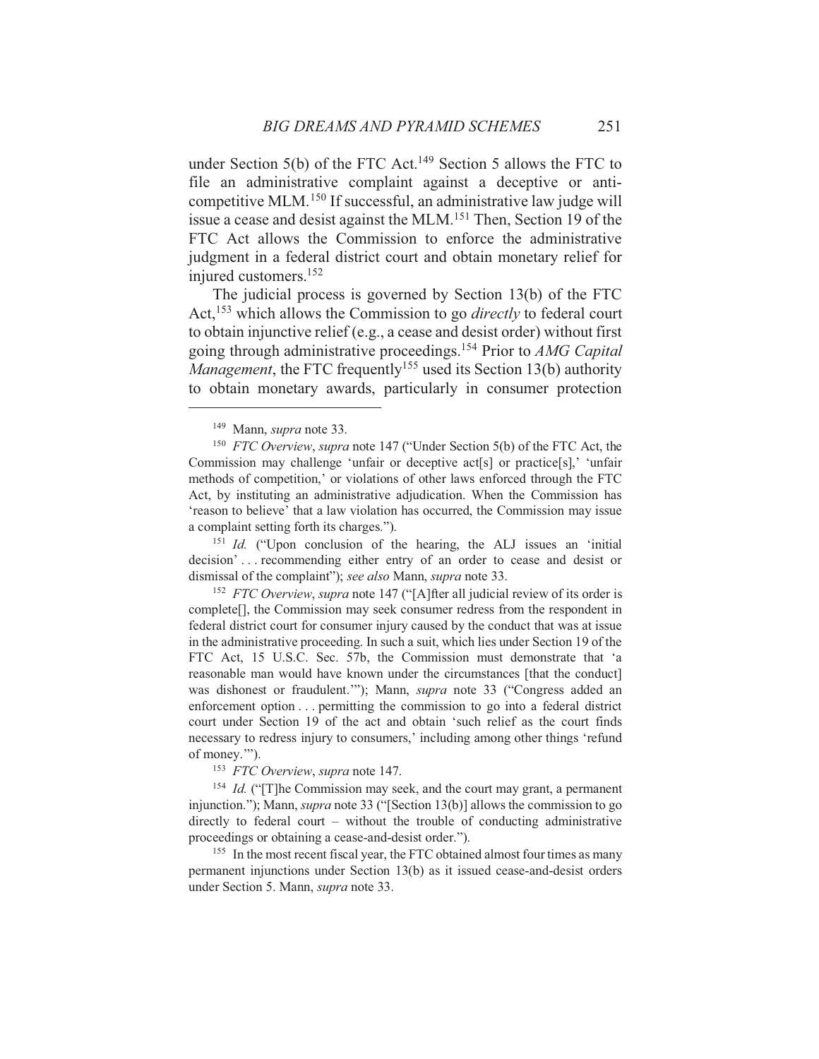under Section 5(b) of the FTC Act.[149] Section 5 allows the FTC to file an administrative complaint against a deceptive or anti-competitive MLM.[150] If successful, an administrative law judge will issue a cease and desist against the MLM.[151] Then, Section 19 of the FTC Act allows the Commission to enforce the administrative judgment in a federal district court and obtain monetary relief for injured customers.[152]

The judicial process is governed by Section 13(b) of the FTC Act,[153] which allows the Commission to go *directly* to federal court to obtain injunctive relief (e.g., a cease and desist order) without first going through administrative proceedings.[154] Prior to *AMG Capital Management*, the FTC frequently[155] used its Section 13(b) authority to obtain monetary awards, particularly in consumer protection

---

[149] Mann, *supra* note 33.

[150] *FTC Overview*, *supra* note 147 ("Under Section 5(b) of the FTC Act, the Commission may challenge 'unfair or deceptive act[s] or practice[s],' 'unfair methods of competition,' or violations of other laws enforced through the FTC Act, by instituting an administrative adjudication. When the Commission has 'reason to believe' that a law violation has occurred, the Commission may issue a complaint setting forth its charges.").

[151] *Id.* ("Upon conclusion of the hearing, the ALJ issues an 'initial decision' . . . recommending either entry of an order to cease and desist or dismissal of the complaint"); *see also* Mann, *supra* note 33.

[152] *FTC Overview*, *supra* note 147 ("[A]fter all judicial review of its order is complete[], the Commission may seek consumer redress from the respondent in federal district court for consumer injury caused by the conduct that was at issue in the administrative proceeding. In such a suit, which lies under Section 19 of the FTC Act, 15 U.S.C. Sec. 57b, the Commission must demonstrate that 'a reasonable man would have known under the circumstances [that the conduct] was dishonest or fraudulent.'"); Mann, *supra* note 33 ("Congress added an enforcement option . . . permitting the commission to go into a federal district court under Section 19 of the act and obtain 'such relief as the court finds necessary to redress injury to consumers,' including among other things 'refund of money.'").

[153] *FTC Overview*, *supra* note 147.

[154] *Id.* ("[T]he Commission may seek, and the court may grant, a permanent injunction."); Mann, *supra* note 33 ("[Section 13(b)] allows the commission to go directly to federal court – without the trouble of conducting administrative proceedings or obtaining a cease-and-desist order.").

[155] In the most recent fiscal year, the FTC obtained almost four times as many permanent injunctions under Section 13(b) as it issued cease-and-desist orders under Section 5. Mann, *supra* note 33.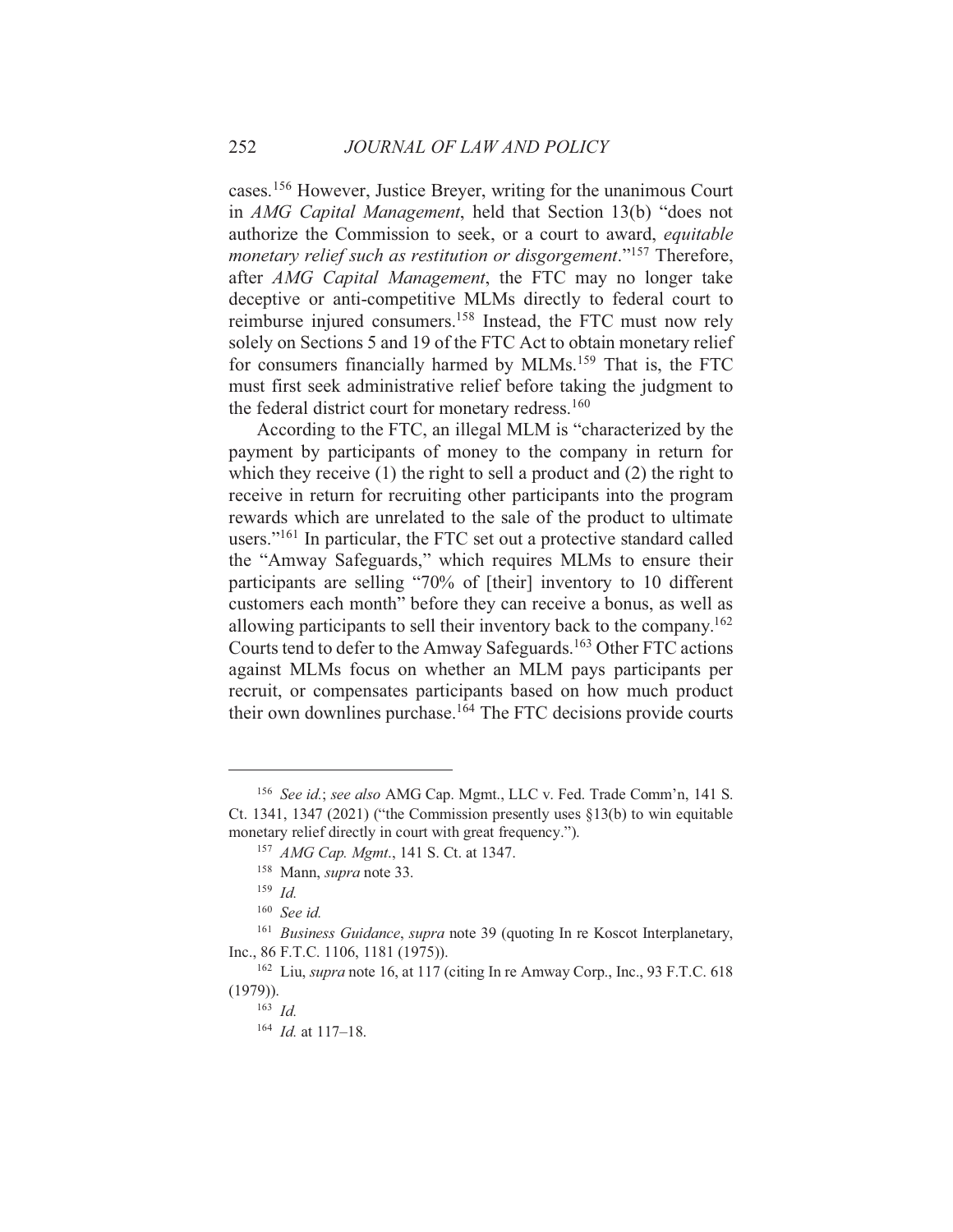cases.[156] However, Justice Breyer, writing for the unanimous Court in *AMG Capital Management*, held that Section 13(b) "does not authorize the Commission to seek, or a court to award, *equitable monetary relief such as restitution or disgorgement*."[157] Therefore, after *AMG Capital Management*, the FTC may no longer take deceptive or anti-competitive MLMs directly to federal court to reimburse injured consumers.[158] Instead, the FTC must now rely solely on Sections 5 and 19 of the FTC Act to obtain monetary relief for consumers financially harmed by MLMs.[159] That is, the FTC must first seek administrative relief before taking the judgment to the federal district court for monetary redress.[160]

According to the FTC, an illegal MLM is "characterized by the payment by participants of money to the company in return for which they receive (1) the right to sell a product and (2) the right to receive in return for recruiting other participants into the program rewards which are unrelated to the sale of the product to ultimate users."[161] In particular, the FTC set out a protective standard called the "Amway Safeguards," which requires MLMs to ensure their participants are selling "70% of [their] inventory to 10 different customers each month" before they can receive a bonus, as well as allowing participants to sell their inventory back to the company.[162] Courts tend to defer to the Amway Safeguards.[163] Other FTC actions against MLMs focus on whether an MLM pays participants per recruit, or compensates participants based on how much product their own downlines purchase.[164] The FTC decisions provide courts

---

[156] *See id.*; *see also* AMG Cap. Mgmt., LLC v. Fed. Trade Comm'n, 141 S. Ct. 1341, 1347 (2021) ("the Commission presently uses §13(b) to win equitable monetary relief directly in court with great frequency.").

[157] *AMG Cap. Mgmt*., 141 S. Ct. at 1347.

[158] Mann, *supra* note 33.

[159] *Id.*

[160] *See id.*

[161] *Business Guidance*, *supra* note 39 (quoting In re Koscot Interplanetary, Inc., 86 F.T.C. 1106, 1181 (1975)).

[162] Liu, *supra* note 16, at 117 (citing In re Amway Corp., Inc., 93 F.T.C. 618 (1979)).

[163] *Id.*

[164] *Id.* at 117–18.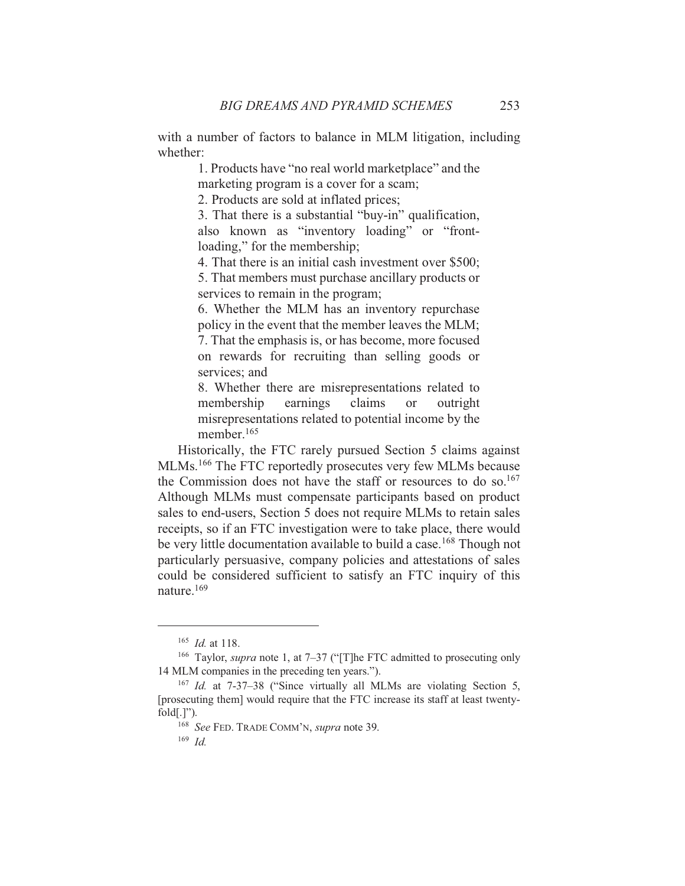with a number of factors to balance in MLM litigation, including whether:

> 1. Products have "no real world marketplace" and the marketing program is a cover for a scam;
> 2. Products are sold at inflated prices;
> 3. That there is a substantial "buy-in" qualification, also known as "inventory loading" or "front-loading," for the membership;
> 4. That there is an initial cash investment over $500;
> 5. That members must purchase ancillary products or services to remain in the program;
> 6. Whether the MLM has an inventory repurchase policy in the event that the member leaves the MLM;
> 7. That the emphasis is, or has become, more focused on rewards for recruiting than selling goods or services; and
> 8. Whether there are misrepresentations related to membership earnings claims or outright misrepresentations related to potential income by the member.[165]

Historically, the FTC rarely pursued Section 5 claims against MLMs.[166] The FTC reportedly prosecutes very few MLMs because the Commission does not have the staff or resources to do so.[167] Although MLMs must compensate participants based on product sales to end-users, Section 5 does not require MLMs to retain sales receipts, so if an FTC investigation were to take place, there would be very little documentation available to build a case.[168] Though not particularly persuasive, company policies and attestations of sales could be considered sufficient to satisfy an FTC inquiry of this nature.[169]

---

[165] *Id.* at 118.

[166] Taylor, *supra* note 1, at 7–37 ("[T]he FTC admitted to prosecuting only 14 MLM companies in the preceding ten years.").

[167] *Id.* at 7-37–38 ("Since virtually all MLMs are violating Section 5, [prosecuting them] would require that the FTC increase its staff at least twenty-fold[.]").

[168] *See* FED. TRADE COMM'N, *supra* note 39.

[169] *Id.*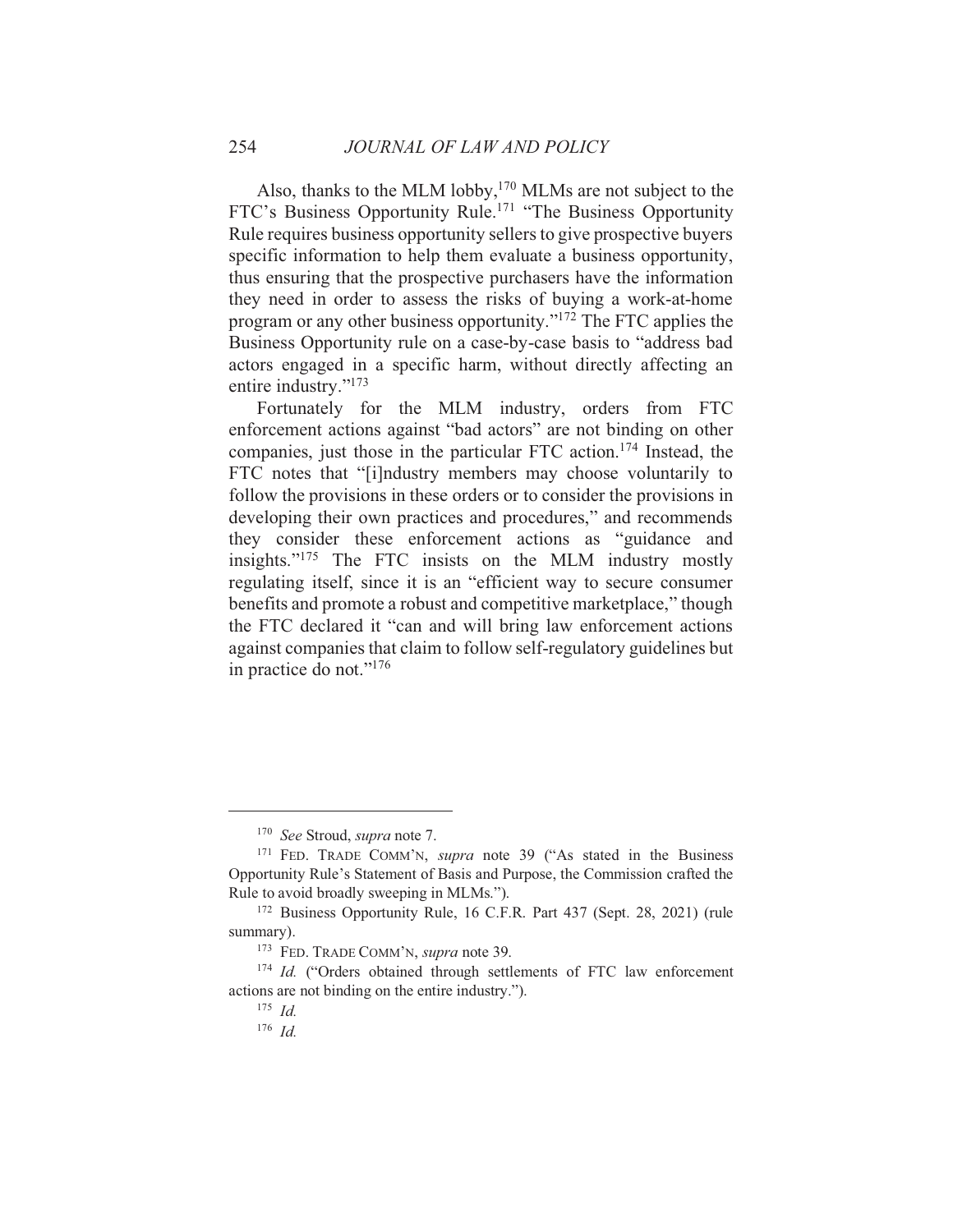Also, thanks to the MLM lobby,[170] MLMs are not subject to the FTC's Business Opportunity Rule.[171] "The Business Opportunity Rule requires business opportunity sellers to give prospective buyers specific information to help them evaluate a business opportunity, thus ensuring that the prospective purchasers have the information they need in order to assess the risks of buying a work-at-home program or any other business opportunity."[172] The FTC applies the Business Opportunity rule on a case-by-case basis to "address bad actors engaged in a specific harm, without directly affecting an entire industry."[173]

Fortunately for the MLM industry, orders from FTC enforcement actions against "bad actors" are not binding on other companies, just those in the particular FTC action.[174] Instead, the FTC notes that "[i]ndustry members may choose voluntarily to follow the provisions in these orders or to consider the provisions in developing their own practices and procedures," and recommends they consider these enforcement actions as "guidance and insights."[175] The FTC insists on the MLM industry mostly regulating itself, since it is an "efficient way to secure consumer benefits and promote a robust and competitive marketplace," though the FTC declared it "can and will bring law enforcement actions against companies that claim to follow self-regulatory guidelines but in practice do not."[176]

---

[170] *See* Stroud, *supra* note 7.

[171] FED. TRADE COMM'N, *supra* note 39 ("As stated in the Business Opportunity Rule's Statement of Basis and Purpose, the Commission crafted the Rule to avoid broadly sweeping in MLMs.").

[172] Business Opportunity Rule, 16 C.F.R. Part 437 (Sept. 28, 2021) (rule summary).

[173] FED. TRADE COMM'N, *supra* note 39.

[174] *Id.* ("Orders obtained through settlements of FTC law enforcement actions are not binding on the entire industry.").

[175] *Id.*

[176] *Id.*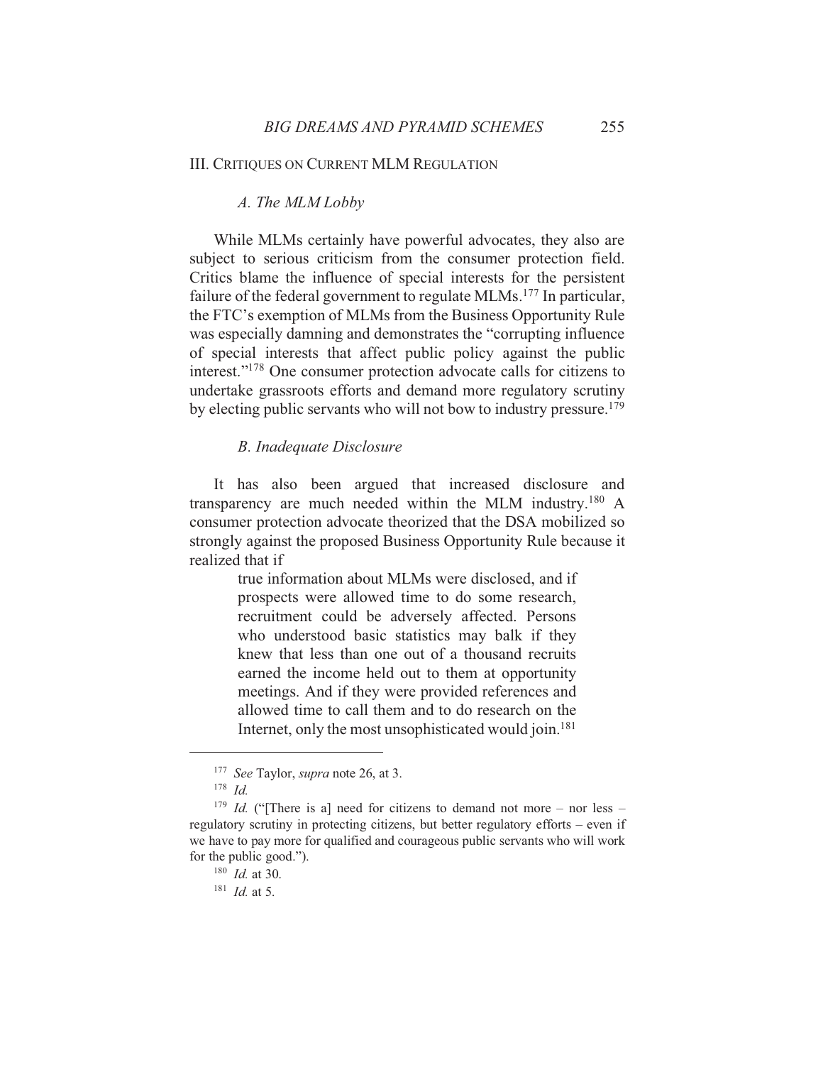## III. Critiques on Current MLM Regulation

### *A. The MLM Lobby*

While MLMs certainly have powerful advocates, they also are subject to serious criticism from the consumer protection field. Critics blame the influence of special interests for the persistent failure of the federal government to regulate MLMs.[177] In particular, the FTC's exemption of MLMs from the Business Opportunity Rule was especially damning and demonstrates the "corrupting influence of special interests that affect public policy against the public interest."[178] One consumer protection advocate calls for citizens to undertake grassroots efforts and demand more regulatory scrutiny by electing public servants who will not bow to industry pressure.[179]

### *B. Inadequate Disclosure*

It has also been argued that increased disclosure and transparency are much needed within the MLM industry.[180] A consumer protection advocate theorized that the DSA mobilized so strongly against the proposed Business Opportunity Rule because it realized that if

> true information about MLMs were disclosed, and if prospects were allowed time to do some research, recruitment could be adversely affected. Persons who understood basic statistics may balk if they knew that less than one out of a thousand recruits earned the income held out to them at opportunity meetings. And if they were provided references and allowed time to call them and to do research on the Internet, only the most unsophisticated would join.[181]

---

[177] *See* Taylor, *supra* note 26, at 3.

[178] *Id.*

[179] *Id.* ("[There is a] need for citizens to demand not more – nor less – regulatory scrutiny in protecting citizens, but better regulatory efforts – even if we have to pay more for qualified and courageous public servants who will work for the public good.").

[180] *Id.* at 30.

[181] *Id.* at 5.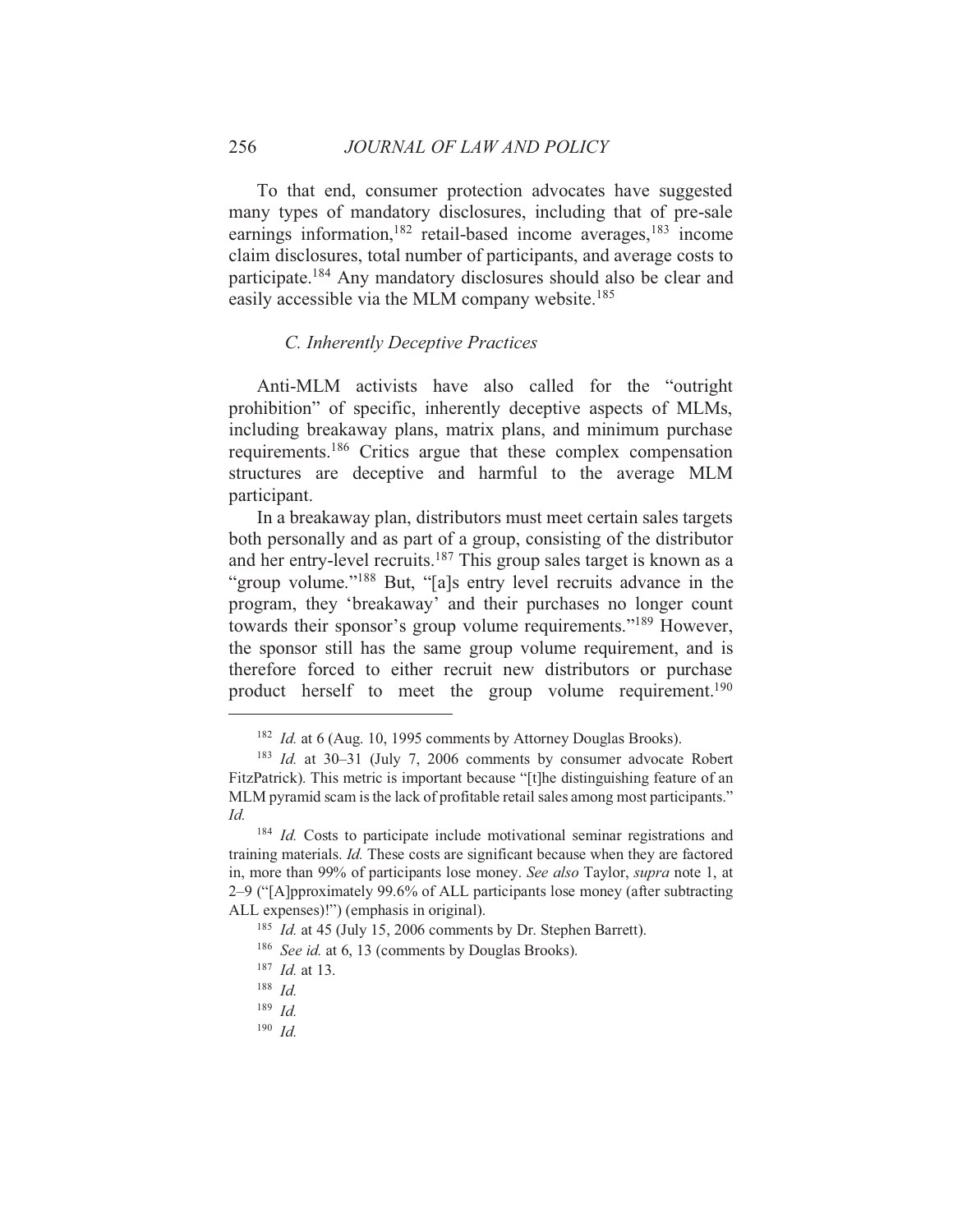To that end, consumer protection advocates have suggested many types of mandatory disclosures, including that of pre-sale earnings information,[182] retail-based income averages,[183] income claim disclosures, total number of participants, and average costs to participate.[184] Any mandatory disclosures should also be clear and easily accessible via the MLM company website.[185]

### *C. Inherently Deceptive Practices*

Anti-MLM activists have also called for the "outright prohibition" of specific, inherently deceptive aspects of MLMs, including breakaway plans, matrix plans, and minimum purchase requirements.[186] Critics argue that these complex compensation structures are deceptive and harmful to the average MLM participant.

In a breakaway plan, distributors must meet certain sales targets both personally and as part of a group, consisting of the distributor and her entry-level recruits.[187] This group sales target is known as a "group volume."[188] But, "[a]s entry level recruits advance in the program, they 'breakaway' and their purchases no longer count towards their sponsor's group volume requirements."[189] However, the sponsor still has the same group volume requirement, and is therefore forced to either recruit new distributors or purchase product herself to meet the group volume requirement.[190]

---

[182] *Id.* at 6 (Aug. 10, 1995 comments by Attorney Douglas Brooks).

[183] *Id.* at 30–31 (July 7, 2006 comments by consumer advocate Robert FitzPatrick). This metric is important because "[t]he distinguishing feature of an MLM pyramid scam is the lack of profitable retail sales among most participants." *Id.*

[184] *Id.* Costs to participate include motivational seminar registrations and training materials. *Id.* These costs are significant because when they are factored in, more than 99% of participants lose money. *See also* Taylor, *supra* note 1, at 2–9 ("[A]pproximately 99.6% of ALL participants lose money (after subtracting ALL expenses)!") (emphasis in original).

[185] *Id.* at 45 (July 15, 2006 comments by Dr. Stephen Barrett).

[186] *See id.* at 6, 13 (comments by Douglas Brooks).

[187] *Id.* at 13.

[188] *Id.*

[189] *Id.*

[190] *Id.*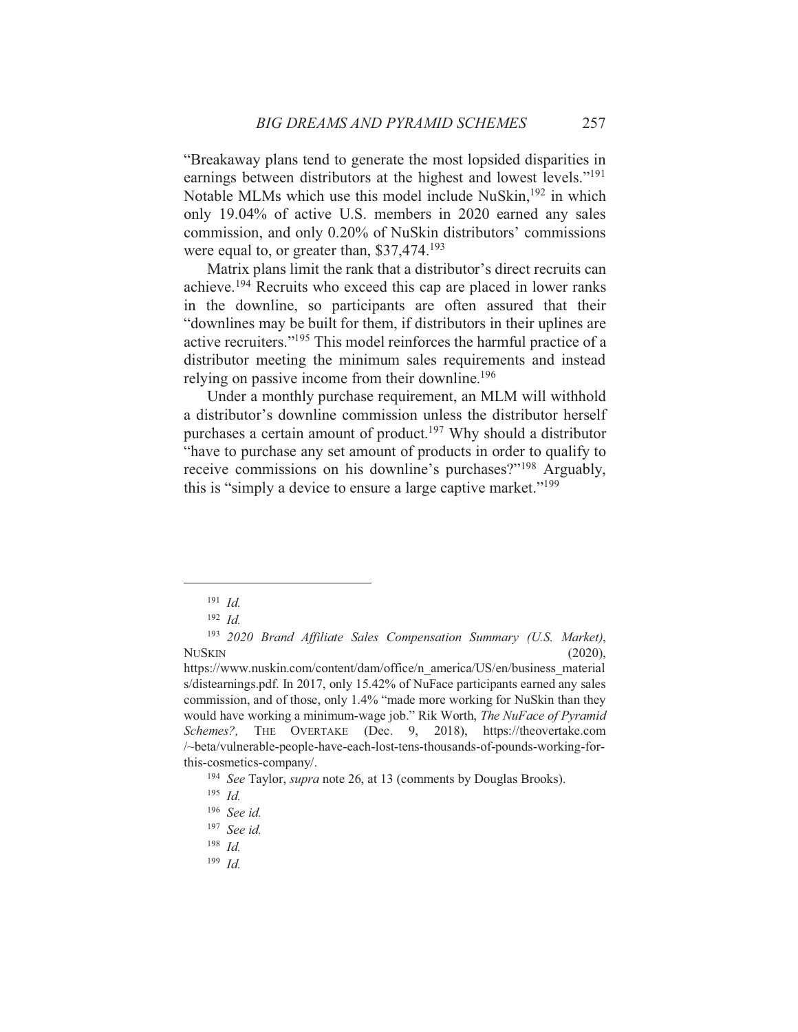"Breakaway plans tend to generate the most lopsided disparities in earnings between distributors at the highest and lowest levels."[191] Notable MLMs which use this model include NuSkin,[192] in which only 19.04% of active U.S. members in 2020 earned any sales commission, and only 0.20% of NuSkin distributors' commissions were equal to, or greater than, $37,474.[193]

Matrix plans limit the rank that a distributor's direct recruits can achieve.[194] Recruits who exceed this cap are placed in lower ranks in the downline, so participants are often assured that their "downlines may be built for them, if distributors in their uplines are active recruiters."[195] This model reinforces the harmful practice of a distributor meeting the minimum sales requirements and instead relying on passive income from their downline.[196]

Under a monthly purchase requirement, an MLM will withhold a distributor's downline commission unless the distributor herself purchases a certain amount of product.[197] Why should a distributor "have to purchase any set amount of products in order to qualify to receive commissions on his downline's purchases?"[198] Arguably, this is "simply a device to ensure a large captive market."[199]

---

[191] *Id.*

[192] *Id.*

[193] *2020 Brand Affiliate Sales Compensation Summary (U.S. Market)*, NUSKIN (2020), https://www.nuskin.com/content/dam/office/n_america/US/en/business_materials/distearnings.pdf. In 2017, only 15.42% of NuFace participants earned any sales commission, and of those, only 1.4% "made more working for NuSkin than they would have working a minimum-wage job." Rik Worth, *The NuFace of Pyramid Schemes?,* THE OVERTAKE (Dec. 9, 2018), https://theovertake.com/~beta/vulnerable-people-have-each-lost-tens-thousands-of-pounds-working-for-this-cosmetics-company/.

[194] *See* Taylor, *supra* note 26, at 13 (comments by Douglas Brooks).

[195] *Id.*

[196] *See id.*

[197] *See id.*

[198] *Id.*

[199] *Id.*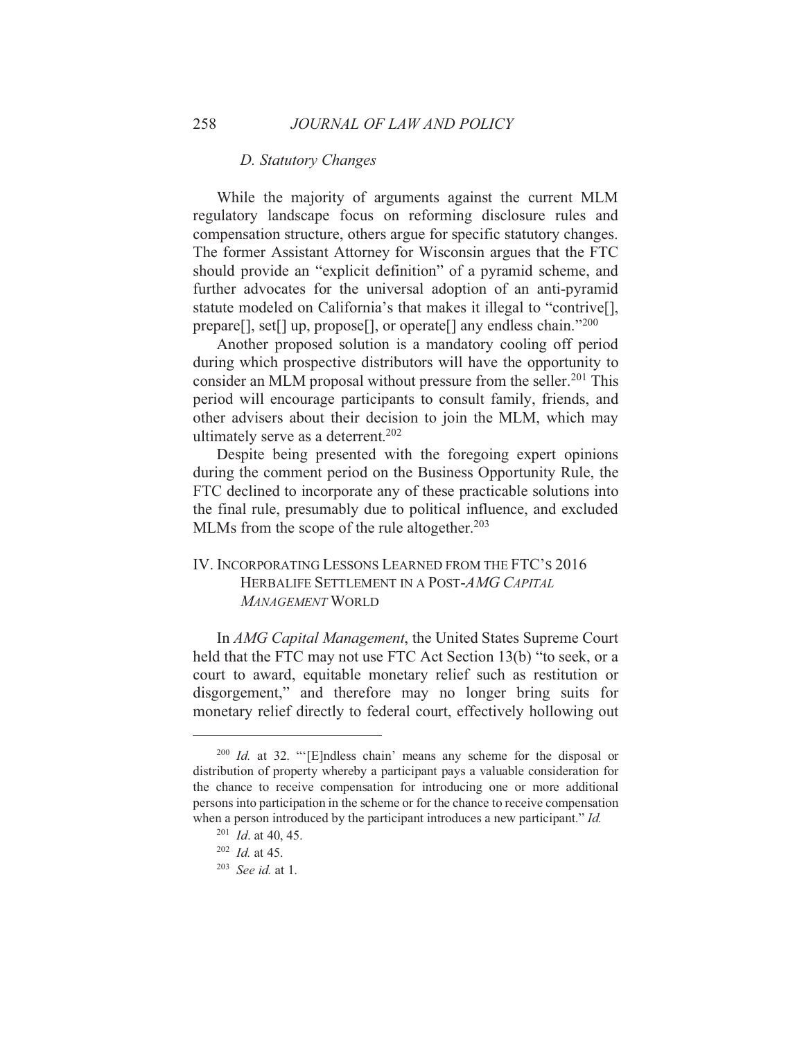### D. Statutory Changes

While the majority of arguments against the current MLM regulatory landscape focus on reforming disclosure rules and compensation structure, others argue for specific statutory changes. The former Assistant Attorney for Wisconsin argues that the FTC should provide an "explicit definition" of a pyramid scheme, and further advocates for the universal adoption of an anti-pyramid statute modeled on California's that makes it illegal to "contrive[], prepare[], set[] up, propose[], or operate[] any endless chain."[200]

Another proposed solution is a mandatory cooling off period during which prospective distributors will have the opportunity to consider an MLM proposal without pressure from the seller.[201] This period will encourage participants to consult family, friends, and other advisers about their decision to join the MLM, which may ultimately serve as a deterrent.[202]

Despite being presented with the foregoing expert opinions during the comment period on the Business Opportunity Rule, the FTC declined to incorporate any of these practicable solutions into the final rule, presumably due to political influence, and excluded MLMs from the scope of the rule altogether.[203]

## IV. Incorporating Lessons Learned from the FTC's 2016 Herbalife Settlement in a Post-*AMG Capital Management* World

In *AMG Capital Management*, the United States Supreme Court held that the FTC may not use FTC Act Section 13(b) "to seek, or a court to award, equitable monetary relief such as restitution or disgorgement," and therefore may no longer bring suits for monetary relief directly to federal court, effectively hollowing out

---

[200] *Id.* at 32. "'[E]ndless chain' means any scheme for the disposal or distribution of property whereby a participant pays a valuable consideration for the chance to receive compensation for introducing one or more additional persons into participation in the scheme or for the chance to receive compensation when a person introduced by the participant introduces a new participant." *Id.*

[201] *Id.* at 40, 45.

[202] *Id.* at 45.

[203] *See id.* at 1.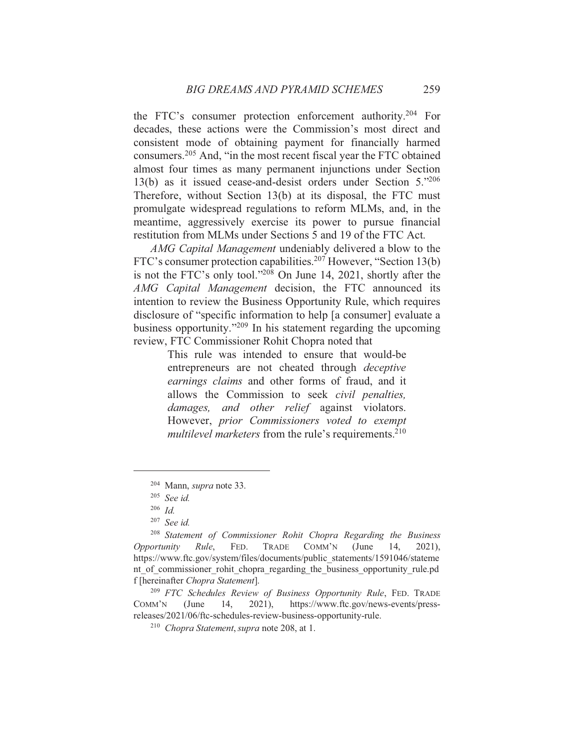the FTC's consumer protection enforcement authority.[204] For decades, these actions were the Commission's most direct and consistent mode of obtaining payment for financially harmed consumers.[205] And, "in the most recent fiscal year the FTC obtained almost four times as many permanent injunctions under Section 13(b) as it issued cease-and-desist orders under Section 5."[206] Therefore, without Section 13(b) at its disposal, the FTC must promulgate widespread regulations to reform MLMs, and, in the meantime, aggressively exercise its power to pursue financial restitution from MLMs under Sections 5 and 19 of the FTC Act.

*AMG Capital Management* undeniably delivered a blow to the FTC's consumer protection capabilities.[207] However, "Section 13(b) is not the FTC's only tool."[208] On June 14, 2021, shortly after the *AMG Capital Management* decision, the FTC announced its intention to review the Business Opportunity Rule, which requires disclosure of "specific information to help [a consumer] evaluate a business opportunity."[209] In his statement regarding the upcoming review, FTC Commissioner Rohit Chopra noted that

> This rule was intended to ensure that would-be entrepreneurs are not cheated through *deceptive earnings claims* and other forms of fraud, and it allows the Commission to seek *civil penalties, damages, and other relief* against violators. However, *prior Commissioners voted to exempt multilevel marketers* from the rule's requirements.[210]

---

[204] Mann, *supra* note 33.

[205] *See id.*

[206] *Id.*

[207] *See id.*

[208] *Statement of Commissioner Rohit Chopra Regarding the Business Opportunity Rule*, FED. TRADE COMM'N (June 14, 2021), https://www.ftc.gov/system/files/documents/public_statements/1591046/statement_of_commissioner_rohit_chopra_regarding_the_business_opportunity_rule.pdf [hereinafter *Chopra Statement*].

[209] *FTC Schedules Review of Business Opportunity Rule*, FED. TRADE COMM'N (June 14, 2021), https://www.ftc.gov/news-events/press-releases/2021/06/ftc-schedules-review-business-opportunity-rule.

[210] *Chopra Statement*, *supra* note 208, at 1.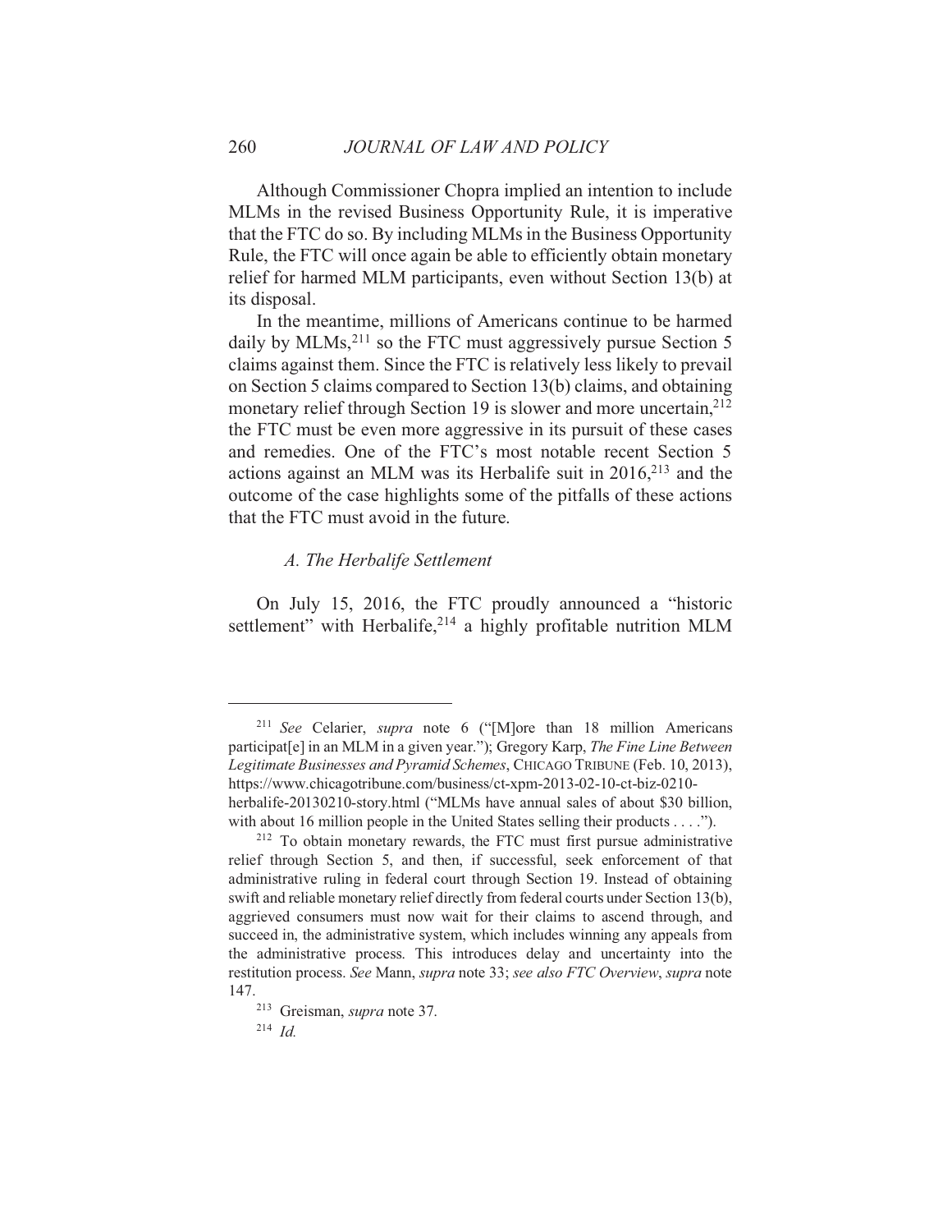Although Commissioner Chopra implied an intention to include MLMs in the revised Business Opportunity Rule, it is imperative that the FTC do so. By including MLMs in the Business Opportunity Rule, the FTC will once again be able to efficiently obtain monetary relief for harmed MLM participants, even without Section 13(b) at its disposal.

In the meantime, millions of Americans continue to be harmed daily by MLMs,[211] so the FTC must aggressively pursue Section 5 claims against them. Since the FTC is relatively less likely to prevail on Section 5 claims compared to Section 13(b) claims, and obtaining monetary relief through Section 19 is slower and more uncertain,[212] the FTC must be even more aggressive in its pursuit of these cases and remedies. One of the FTC's most notable recent Section 5 actions against an MLM was its Herbalife suit in 2016,[213] and the outcome of the case highlights some of the pitfalls of these actions that the FTC must avoid in the future.

### *A. The Herbalife Settlement*

On July 15, 2016, the FTC proudly announced a "historic settlement" with Herbalife,[214] a highly profitable nutrition MLM

---

[211] *See* Celarier, *supra* note 6 ("[M]ore than 18 million Americans participat[e] in an MLM in a given year."); Gregory Karp, *The Fine Line Between Legitimate Businesses and Pyramid Schemes*, CHICAGO TRIBUNE (Feb. 10, 2013), https://www.chicagotribune.com/business/ct-xpm-2013-02-10-ct-biz-0210-herbalife-20130210-story.html ("MLMs have annual sales of about $30 billion, with about 16 million people in the United States selling their products . . . .").

[212] To obtain monetary rewards, the FTC must first pursue administrative relief through Section 5, and then, if successful, seek enforcement of that administrative ruling in federal court through Section 19. Instead of obtaining swift and reliable monetary relief directly from federal courts under Section 13(b), aggrieved consumers must now wait for their claims to ascend through, and succeed in, the administrative system, which includes winning any appeals from the administrative process. This introduces delay and uncertainty into the restitution process. *See* Mann, *supra* note 33; *see also FTC Overview*, *supra* note 147.

[213] Greisman, *supra* note 37.

[214] *Id.*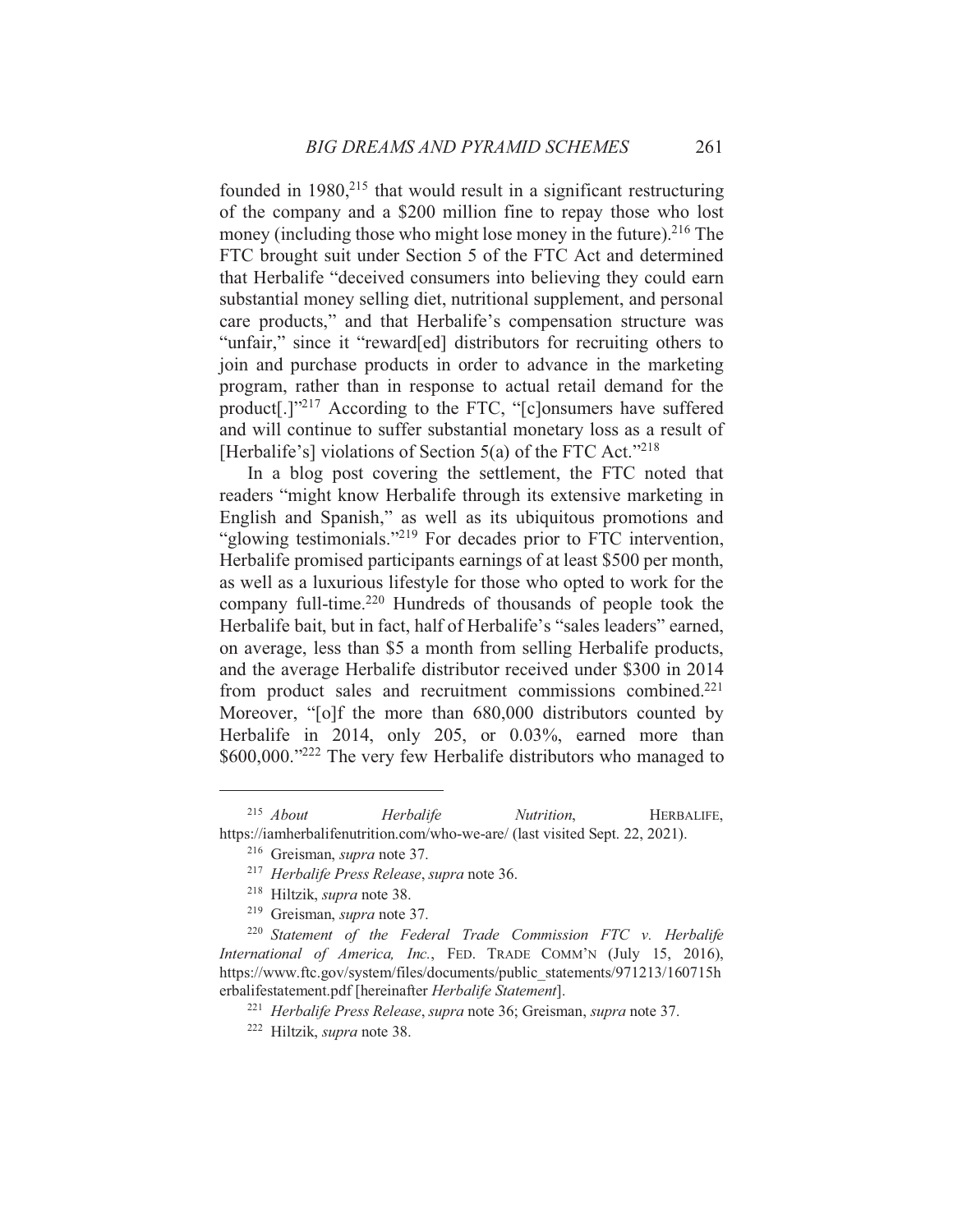founded in 1980,[215] that would result in a significant restructuring of the company and a $200 million fine to repay those who lost money (including those who might lose money in the future).[216] The FTC brought suit under Section 5 of the FTC Act and determined that Herbalife "deceived consumers into believing they could earn substantial money selling diet, nutritional supplement, and personal care products," and that Herbalife's compensation structure was "unfair," since it "reward[ed] distributors for recruiting others to join and purchase products in order to advance in the marketing program, rather than in response to actual retail demand for the product[.]"[217] According to the FTC, "[c]onsumers have suffered and will continue to suffer substantial monetary loss as a result of [Herbalife's] violations of Section 5(a) of the FTC Act."[218]

In a blog post covering the settlement, the FTC noted that readers "might know Herbalife through its extensive marketing in English and Spanish," as well as its ubiquitous promotions and "glowing testimonials."[219] For decades prior to FTC intervention, Herbalife promised participants earnings of at least $500 per month, as well as a luxurious lifestyle for those who opted to work for the company full-time.[220] Hundreds of thousands of people took the Herbalife bait, but in fact, half of Herbalife's "sales leaders" earned, on average, less than $5 a month from selling Herbalife products, and the average Herbalife distributor received under $300 in 2014 from product sales and recruitment commissions combined.[221] Moreover, "[o]f the more than 680,000 distributors counted by Herbalife in 2014, only 205, or 0.03%, earned more than $600,000."[222] The very few Herbalife distributors who managed to

---

[215] *About Herbalife Nutrition*, HERBALIFE, https://iamherbalifenutrition.com/who-we-are/ (last visited Sept. 22, 2021).

[216] Greisman, *supra* note 37.

[217] *Herbalife Press Release*, *supra* note 36.

[218] Hiltzik, *supra* note 38.

[219] Greisman, *supra* note 37.

[220] *Statement of the Federal Trade Commission FTC v. Herbalife International of America, Inc.*, FED. TRADE COMM'N (July 15, 2016), https://www.ftc.gov/system/files/documents/public_statements/971213/160715herbalifestatement.pdf [hereinafter *Herbalife Statement*].

[221] *Herbalife Press Release*, *supra* note 36; Greisman, *supra* note 37.

[222] Hiltzik, *supra* note 38.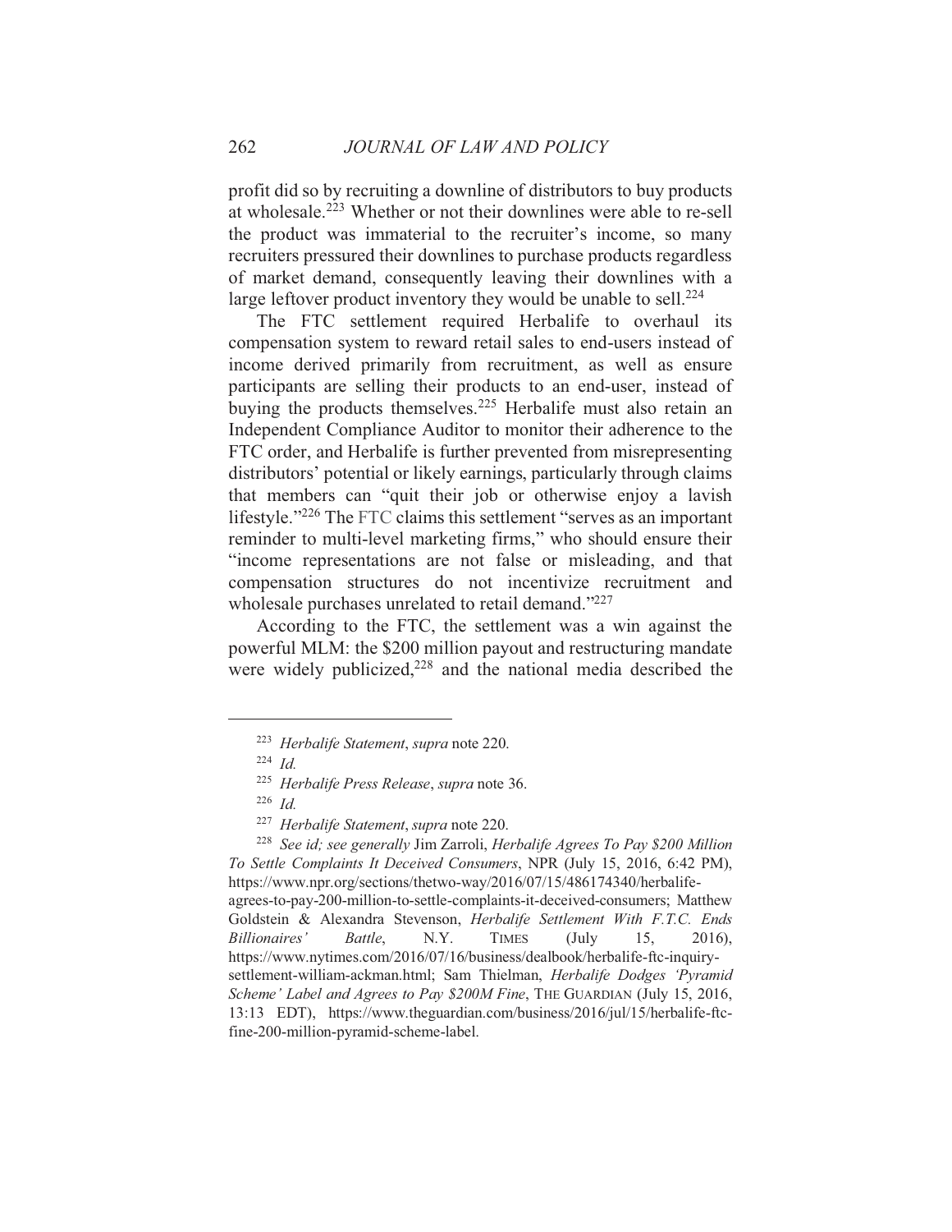profit did so by recruiting a downline of distributors to buy products at wholesale.[223] Whether or not their downlines were able to re-sell the product was immaterial to the recruiter's income, so many recruiters pressured their downlines to purchase products regardless of market demand, consequently leaving their downlines with a large leftover product inventory they would be unable to sell.[224]

The FTC settlement required Herbalife to overhaul its compensation system to reward retail sales to end-users instead of income derived primarily from recruitment, as well as ensure participants are selling their products to an end-user, instead of buying the products themselves.[225] Herbalife must also retain an Independent Compliance Auditor to monitor their adherence to the FTC order, and Herbalife is further prevented from misrepresenting distributors' potential or likely earnings, particularly through claims that members can "quit their job or otherwise enjoy a lavish lifestyle."[226] The FTC claims this settlement "serves as an important reminder to multi-level marketing firms," who should ensure their "income representations are not false or misleading, and that compensation structures do not incentivize recruitment and wholesale purchases unrelated to retail demand."[227]

According to the FTC, the settlement was a win against the powerful MLM: the $200 million payout and restructuring mandate were widely publicized,[228] and the national media described the

---

[223] *Herbalife Statement*, *supra* note 220.

[224] *Id.*

[225] *Herbalife Press Release*, *supra* note 36.

[226] *Id.*

[227] *Herbalife Statement*, *supra* note 220.

[228] *See id; see generally* Jim Zarroli, *Herbalife Agrees To Pay $200 Million To Settle Complaints It Deceived Consumers*, NPR (July 15, 2016, 6:42 PM), https://www.npr.org/sections/thetwo-way/2016/07/15/486174340/herbalife-agrees-to-pay-200-million-to-settle-complaints-it-deceived-consumers; Matthew Goldstein & Alexandra Stevenson, *Herbalife Settlement With F.T.C. Ends Billionaires' Battle*, N.Y. TIMES (July 15, 2016), https://www.nytimes.com/2016/07/16/business/dealbook/herbalife-ftc-inquiry-settlement-william-ackman.html; Sam Thielman, *Herbalife Dodges 'Pyramid Scheme' Label and Agrees to Pay $200M Fine*, THE GUARDIAN (July 15, 2016, 13:13 EDT), https://www.theguardian.com/business/2016/jul/15/herbalife-ftc-fine-200-million-pyramid-scheme-label.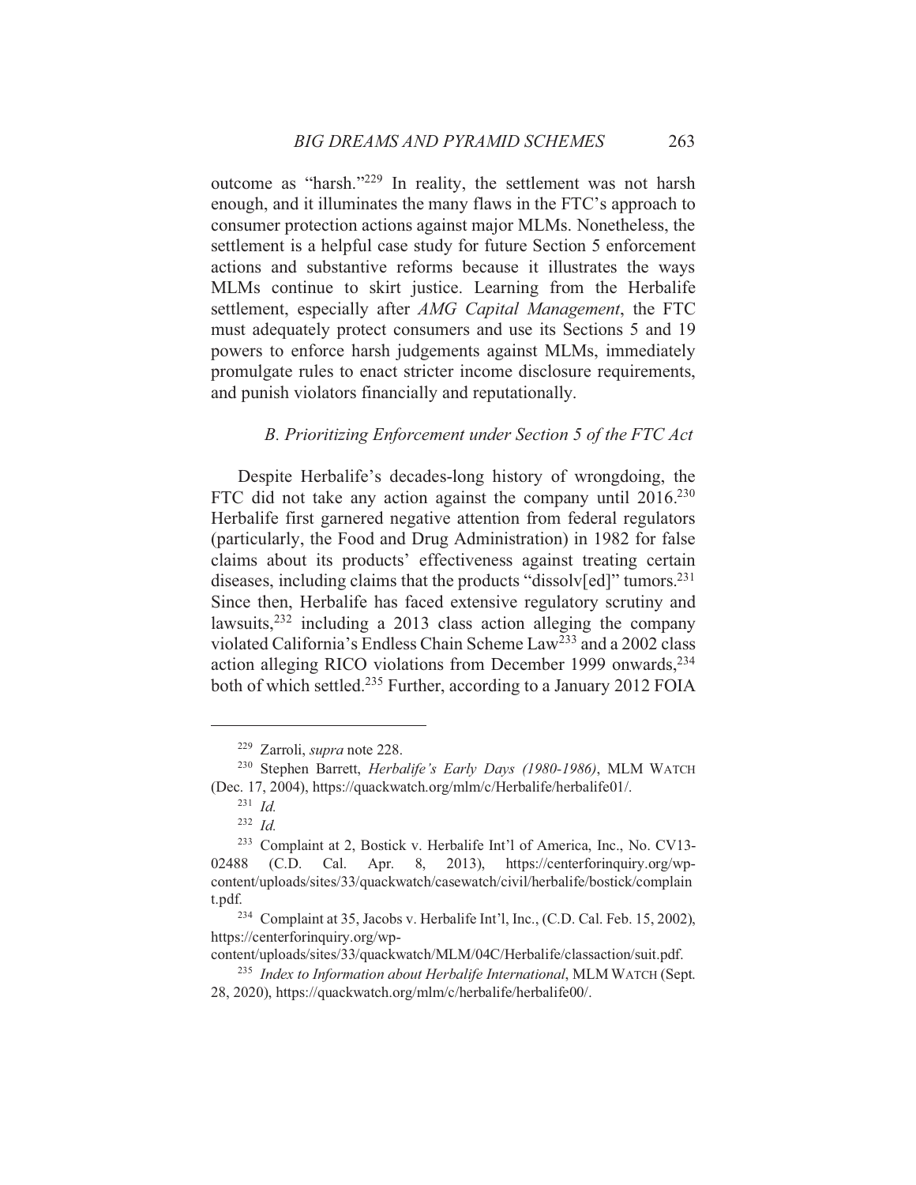outcome as "harsh."[229] In reality, the settlement was not harsh enough, and it illuminates the many flaws in the FTC's approach to consumer protection actions against major MLMs. Nonetheless, the settlement is a helpful case study for future Section 5 enforcement actions and substantive reforms because it illustrates the ways MLMs continue to skirt justice. Learning from the Herbalife settlement, especially after *AMG Capital Management*, the FTC must adequately protect consumers and use its Sections 5 and 19 powers to enforce harsh judgements against MLMs, immediately promulgate rules to enact stricter income disclosure requirements, and punish violators financially and reputationally.

### *B. Prioritizing Enforcement under Section 5 of the FTC Act*

Despite Herbalife's decades-long history of wrongdoing, the FTC did not take any action against the company until 2016.[230] Herbalife first garnered negative attention from federal regulators (particularly, the Food and Drug Administration) in 1982 for false claims about its products' effectiveness against treating certain diseases, including claims that the products "dissolv[ed]" tumors.[231] Since then, Herbalife has faced extensive regulatory scrutiny and lawsuits,[232] including a 2013 class action alleging the company violated California's Endless Chain Scheme Law[233] and a 2002 class action alleging RICO violations from December 1999 onwards,[234] both of which settled.[235] Further, according to a January 2012 FOIA

---

[229] Zarroli, *supra* note 228.

[230] Stephen Barrett, *Herbalife's Early Days (1980-1986)*, MLM WATCH (Dec. 17, 2004), https://quackwatch.org/mlm/c/Herbalife/herbalife01/.

[231] *Id.*

[232] *Id.*

[233] Complaint at 2, Bostick v. Herbalife Int'l of America, Inc., No. CV13-02488 (C.D. Cal. Apr. 8, 2013), https://centerforinquiry.org/wp-content/uploads/sites/33/quackwatch/casewatch/civil/herbalife/bostick/complaint.pdf.

[234] Complaint at 35, Jacobs v. Herbalife Int'l, Inc., (C.D. Cal. Feb. 15, 2002), https://centerforinquiry.org/wp-content/uploads/sites/33/quackwatch/MLM/04C/Herbalife/classaction/suit.pdf.

[235] *Index to Information about Herbalife International*, MLM WATCH (Sept. 28, 2020), https://quackwatch.org/mlm/c/herbalife/herbalife00/.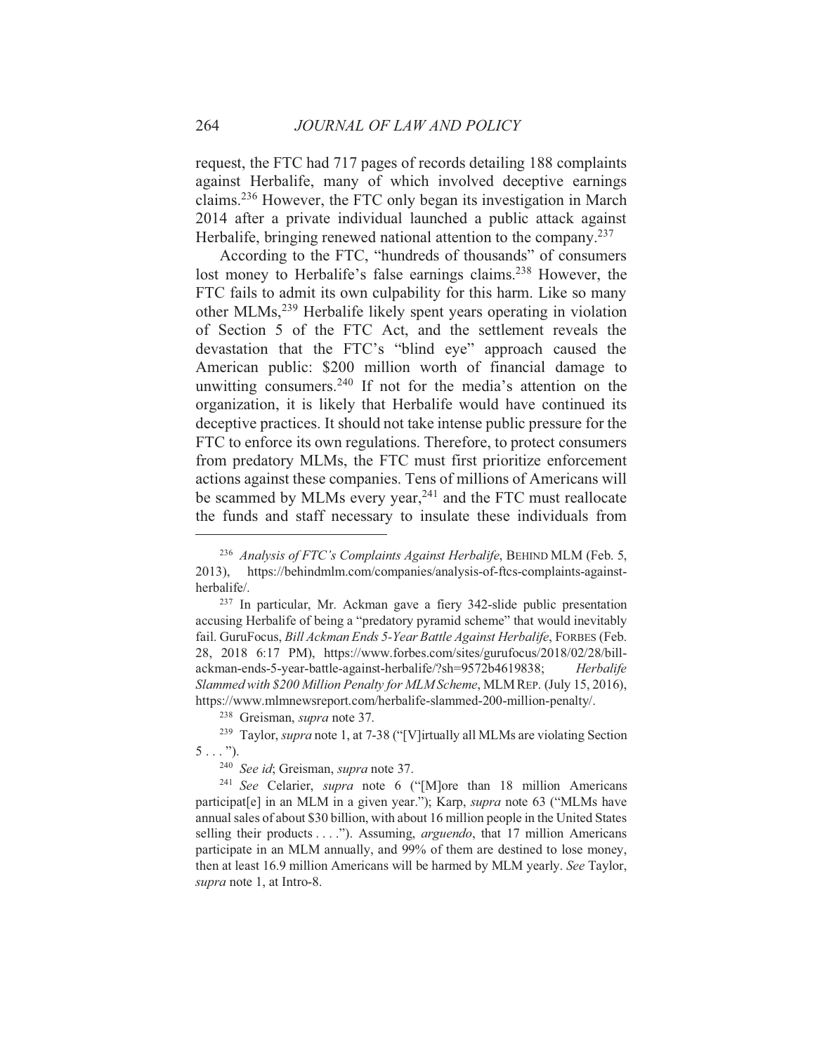request, the FTC had 717 pages of records detailing 188 complaints against Herbalife, many of which involved deceptive earnings claims.[236] However, the FTC only began its investigation in March 2014 after a private individual launched a public attack against Herbalife, bringing renewed national attention to the company.[237]

According to the FTC, "hundreds of thousands" of consumers lost money to Herbalife's false earnings claims.[238] However, the FTC fails to admit its own culpability for this harm. Like so many other MLMs,[239] Herbalife likely spent years operating in violation of Section 5 of the FTC Act, and the settlement reveals the devastation that the FTC's "blind eye" approach caused the American public: $200 million worth of financial damage to unwitting consumers.[240] If not for the media's attention on the organization, it is likely that Herbalife would have continued its deceptive practices. It should not take intense public pressure for the FTC to enforce its own regulations. Therefore, to protect consumers from predatory MLMs, the FTC must first prioritize enforcement actions against these companies. Tens of millions of Americans will be scammed by MLMs every year,[241] and the FTC must reallocate the funds and staff necessary to insulate these individuals from

---

[236] *Analysis of FTC's Complaints Against Herbalife*, BEHIND MLM (Feb. 5, 2013), https://behindmlm.com/companies/analysis-of-ftcs-complaints-against-herbalife/.

[237] In particular, Mr. Ackman gave a fiery 342-slide public presentation accusing Herbalife of being a "predatory pyramid scheme" that would inevitably fail. GuruFocus, *Bill Ackman Ends 5-Year Battle Against Herbalife*, FORBES (Feb. 28, 2018 6:17 PM), https://www.forbes.com/sites/gurufocus/2018/02/28/bill-ackman-ends-5-year-battle-against-herbalife/?sh=9572b4619838; *Herbalife Slammed with $200 Million Penalty for MLM Scheme*, MLM REP. (July 15, 2016), https://www.mlmnewsreport.com/herbalife-slammed-200-million-penalty/.

[238] Greisman, *supra* note 37.

[239] Taylor, *supra* note 1, at 7-38 ("[V]irtually all MLMs are violating Section 5 . . . ").

[240] *See id*; Greisman, *supra* note 37.

[241] *See* Celarier, *supra* note 6 ("[M]ore than 18 million Americans participat[e] in an MLM in a given year."); Karp, *supra* note 63 ("MLMs have annual sales of about $30 billion, with about 16 million people in the United States selling their products . . . ."). Assuming, *arguendo*, that 17 million Americans participate in an MLM annually, and 99% of them are destined to lose money, then at least 16.9 million Americans will be harmed by MLM yearly. *See* Taylor, *supra* note 1, at Intro-8.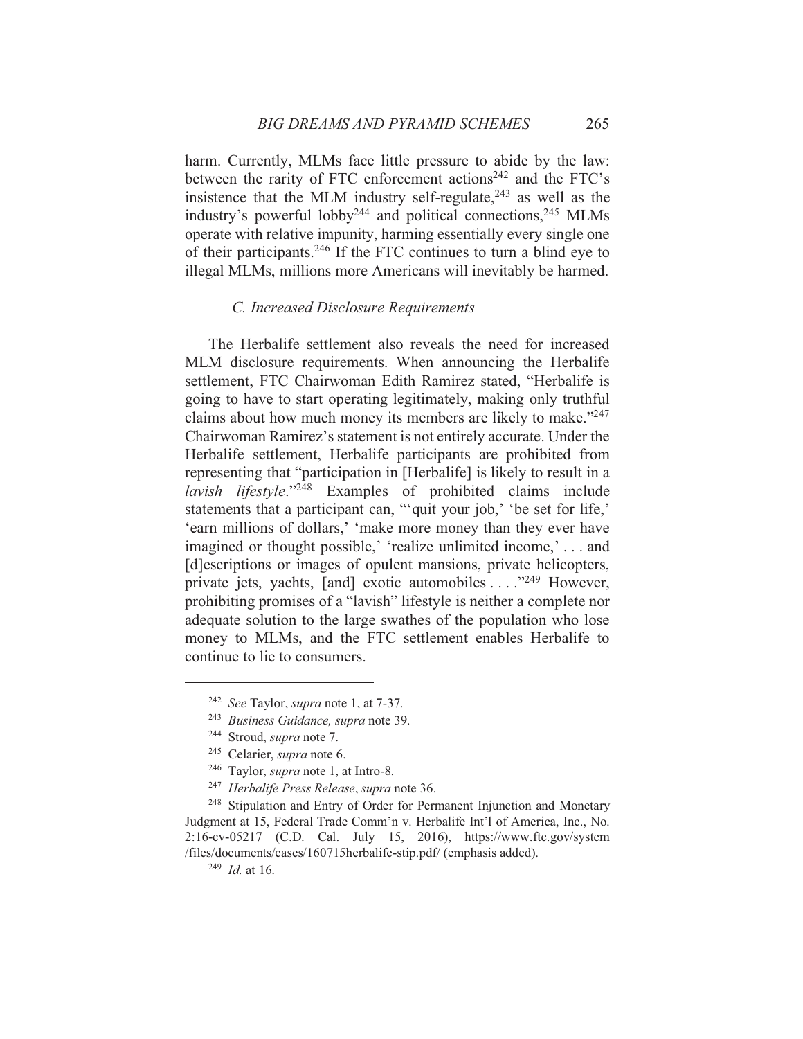harm. Currently, MLMs face little pressure to abide by the law: between the rarity of FTC enforcement actions[242] and the FTC's insistence that the MLM industry self-regulate,[243] as well as the industry's powerful lobby[244] and political connections,[245] MLMs operate with relative impunity, harming essentially every single one of their participants.[246] If the FTC continues to turn a blind eye to illegal MLMs, millions more Americans will inevitably be harmed.

### *C. Increased Disclosure Requirements*

The Herbalife settlement also reveals the need for increased MLM disclosure requirements. When announcing the Herbalife settlement, FTC Chairwoman Edith Ramirez stated, "Herbalife is going to have to start operating legitimately, making only truthful claims about how much money its members are likely to make."[247] Chairwoman Ramirez's statement is not entirely accurate. Under the Herbalife settlement, Herbalife participants are prohibited from representing that "participation in [Herbalife] is likely to result in a *lavish lifestyle*."[248] Examples of prohibited claims include statements that a participant can, "'quit your job,' 'be set for life,' 'earn millions of dollars,' 'make more money than they ever have imagined or thought possible,' 'realize unlimited income,' . . . and [d]escriptions or images of opulent mansions, private helicopters, private jets, yachts, [and] exotic automobiles . . . ."[249] However, prohibiting promises of a "lavish" lifestyle is neither a complete nor adequate solution to the large swathes of the population who lose money to MLMs, and the FTC settlement enables Herbalife to continue to lie to consumers.

---

[242] *See* Taylor, *supra* note 1, at 7-37.

[243] *Business Guidance, supra* note 39.

[244] Stroud, *supra* note 7.

[245] Celarier, *supra* note 6.

[246] Taylor, *supra* note 1, at Intro-8.

[247] *Herbalife Press Release*, *supra* note 36.

[248] Stipulation and Entry of Order for Permanent Injunction and Monetary Judgment at 15, Federal Trade Comm'n v. Herbalife Int'l of America, Inc., No. 2:16-cv-05217 (C.D. Cal. July 15, 2016), https://www.ftc.gov/system/files/documents/cases/160715herbalife-stip.pdf/ (emphasis added).

[249] *Id.* at 16.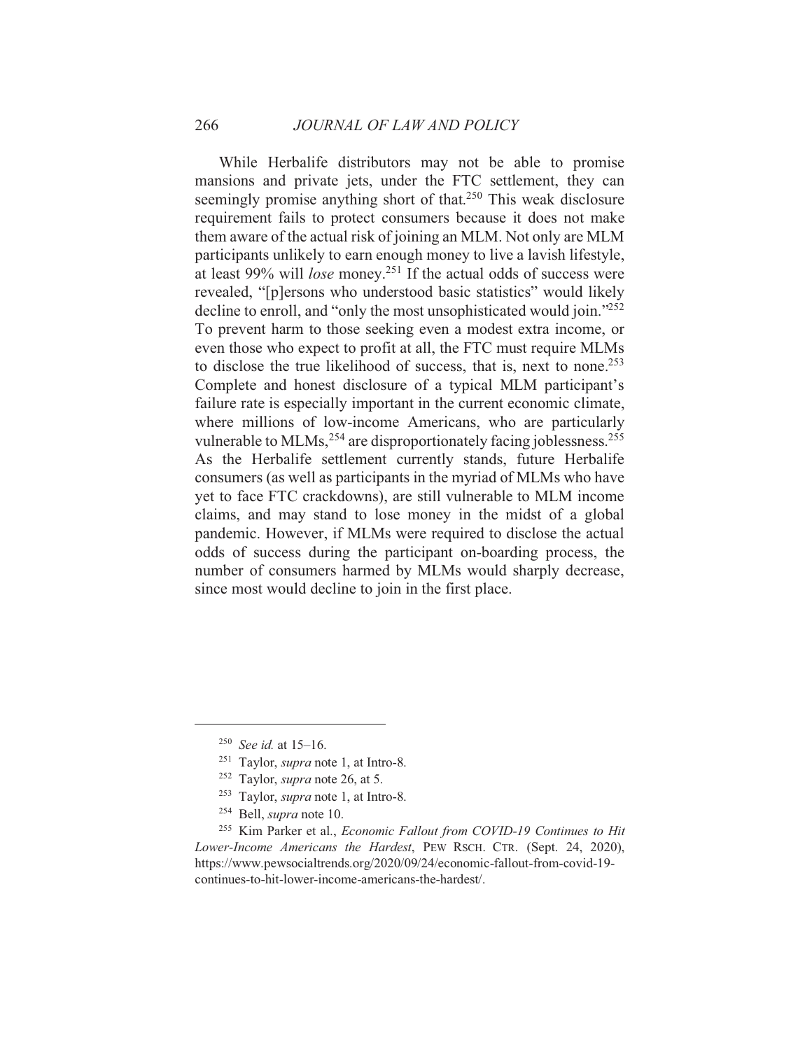While Herbalife distributors may not be able to promise mansions and private jets, under the FTC settlement, they can seemingly promise anything short of that.[250] This weak disclosure requirement fails to protect consumers because it does not make them aware of the actual risk of joining an MLM. Not only are MLM participants unlikely to earn enough money to live a lavish lifestyle, at least 99% will *lose* money.[251] If the actual odds of success were revealed, "[p]ersons who understood basic statistics" would likely decline to enroll, and "only the most unsophisticated would join."[252] To prevent harm to those seeking even a modest extra income, or even those who expect to profit at all, the FTC must require MLMs to disclose the true likelihood of success, that is, next to none.[253] Complete and honest disclosure of a typical MLM participant's failure rate is especially important in the current economic climate, where millions of low-income Americans, who are particularly vulnerable to MLMs,[254] are disproportionately facing joblessness.[255] As the Herbalife settlement currently stands, future Herbalife consumers (as well as participants in the myriad of MLMs who have yet to face FTC crackdowns), are still vulnerable to MLM income claims, and may stand to lose money in the midst of a global pandemic. However, if MLMs were required to disclose the actual odds of success during the participant on-boarding process, the number of consumers harmed by MLMs would sharply decrease, since most would decline to join in the first place.

---

[250] *See id.* at 15–16.

[251] Taylor, *supra* note 1, at Intro-8.

[252] Taylor, *supra* note 26, at 5.

[253] Taylor, *supra* note 1, at Intro-8.

[254] Bell, *supra* note 10.

[255] Kim Parker et al., *Economic Fallout from COVID-19 Continues to Hit Lower-Income Americans the Hardest*, PEW RSCH. CTR. (Sept. 24, 2020), https://www.pewsocialtrends.org/2020/09/24/economic-fallout-from-covid-19-continues-to-hit-lower-income-americans-the-hardest/.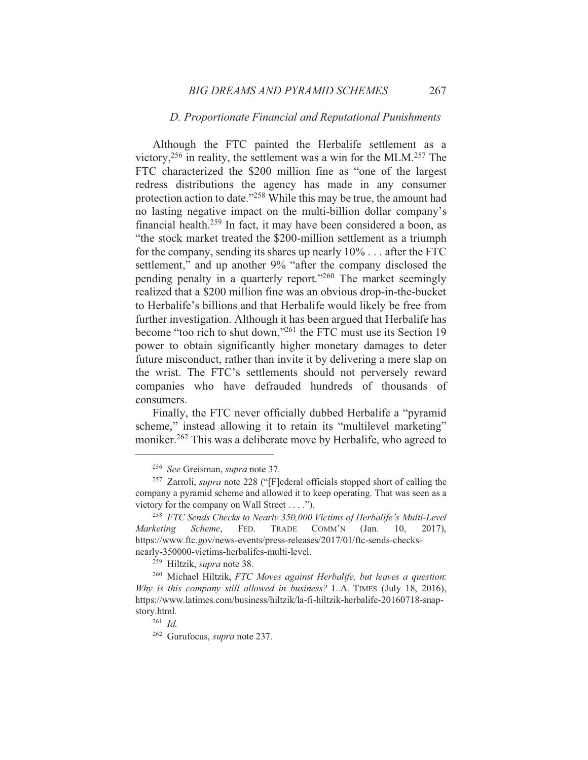### *D. Proportionate Financial and Reputational Punishments*

Although the FTC painted the Herbalife settlement as a victory,[256] in reality, the settlement was a win for the MLM.[257] The FTC characterized the $200 million fine as "one of the largest redress distributions the agency has made in any consumer protection action to date."[258] While this may be true, the amount had no lasting negative impact on the multi-billion dollar company's financial health.[259] In fact, it may have been considered a boon, as "the stock market treated the $200-million settlement as a triumph for the company, sending its shares up nearly 10% . . . after the FTC settlement," and up another 9% "after the company disclosed the pending penalty in a quarterly report."[260] The market seemingly realized that a $200 million fine was an obvious drop-in-the-bucket to Herbalife's billions and that Herbalife would likely be free from further investigation. Although it has been argued that Herbalife has become "too rich to shut down,"[261] the FTC must use its Section 19 power to obtain significantly higher monetary damages to deter future misconduct, rather than invite it by delivering a mere slap on the wrist. The FTC's settlements should not perversely reward companies who have defrauded hundreds of thousands of consumers.

Finally, the FTC never officially dubbed Herbalife a "pyramid scheme," instead allowing it to retain its "multilevel marketing" moniker.[262] This was a deliberate move by Herbalife, who agreed to

---

[256] *See* Greisman, *supra* note 37.

[257] Zarroli, *supra* note 228 ("[F]ederal officials stopped short of calling the company a pyramid scheme and allowed it to keep operating. That was seen as a victory for the company on Wall Street . . . .").

[258] *FTC Sends Checks to Nearly 350,000 Victims of Herbalife's Multi-Level Marketing Scheme*, FED. TRADE COMM'N (Jan. 10, 2017), https://www.ftc.gov/news-events/press-releases/2017/01/ftc-sends-checks-nearly-350000-victims-herbalifes-multi-level.

[259] Hiltzik, *supra* note 38.

[260] Michael Hiltzik, *FTC Moves against Herbalife, but leaves a question*: *Why is this company still allowed in business?* L.A. TIMES (July 18, 2016), https://www.latimes.com/business/hiltzik/la-fi-hiltzik-herbalife-20160718-snap-story.html.

[261] *Id.*

[262] Gurufocus, *supra* note 237.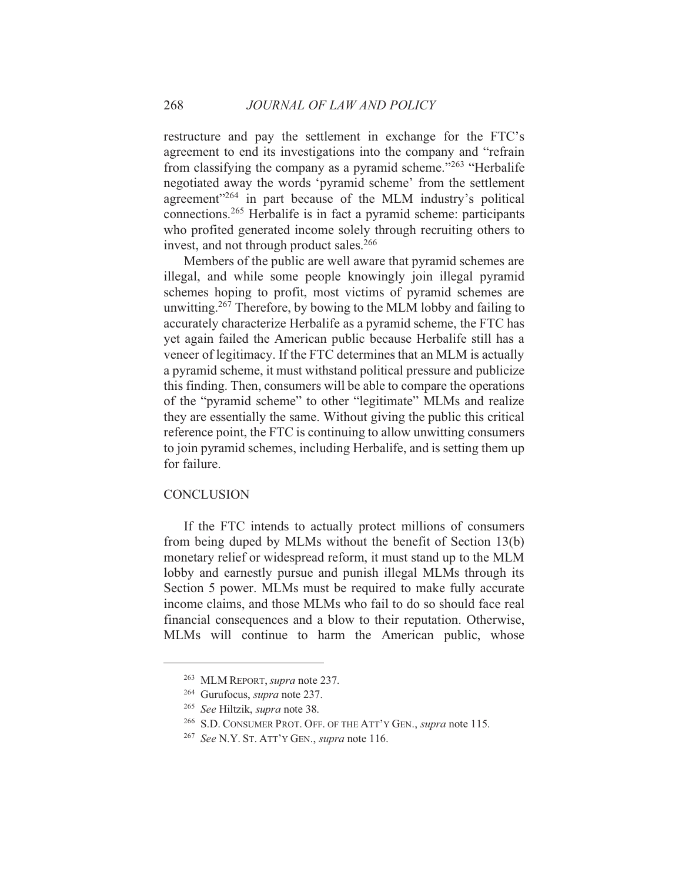restructure and pay the settlement in exchange for the FTC's agreement to end its investigations into the company and "refrain from classifying the company as a pyramid scheme."[263] "Herbalife negotiated away the words 'pyramid scheme' from the settlement agreement"[264] in part because of the MLM industry's political connections.[265] Herbalife is in fact a pyramid scheme: participants who profited generated income solely through recruiting others to invest, and not through product sales.[266]

Members of the public are well aware that pyramid schemes are illegal, and while some people knowingly join illegal pyramid schemes hoping to profit, most victims of pyramid schemes are unwitting.[267] Therefore, by bowing to the MLM lobby and failing to accurately characterize Herbalife as a pyramid scheme, the FTC has yet again failed the American public because Herbalife still has a veneer of legitimacy. If the FTC determines that an MLM is actually a pyramid scheme, it must withstand political pressure and publicize this finding. Then, consumers will be able to compare the operations of the "pyramid scheme" to other "legitimate" MLMs and realize they are essentially the same. Without giving the public this critical reference point, the FTC is continuing to allow unwitting consumers to join pyramid schemes, including Herbalife, and is setting them up for failure.

## CONCLUSION

If the FTC intends to actually protect millions of consumers from being duped by MLMs without the benefit of Section 13(b) monetary relief or widespread reform, it must stand up to the MLM lobby and earnestly pursue and punish illegal MLMs through its Section 5 power. MLMs must be required to make fully accurate income claims, and those MLMs who fail to do so should face real financial consequences and a blow to their reputation. Otherwise, MLMs will continue to harm the American public, whose

---

[263] MLM REPORT, *supra* note 237.

[264] Gurufocus, *supra* note 237.

[265] *See* Hiltzik, *supra* note 38.

[266] S.D. CONSUMER PROT. OFF. OF THE ATT'Y GEN., *supra* note 115.

[267] *See* N.Y. ST. ATT'Y GEN., *supra* note 116.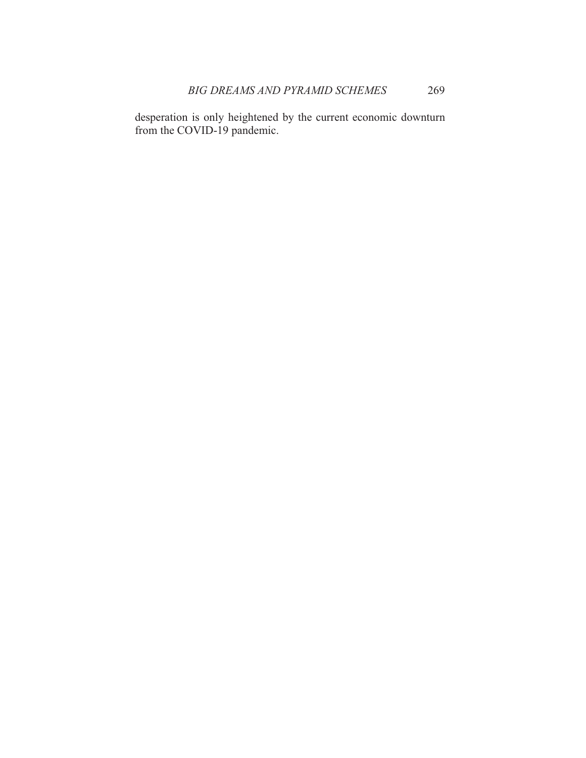desperation is only heightened by the current economic downturn from the COVID-19 pandemic.